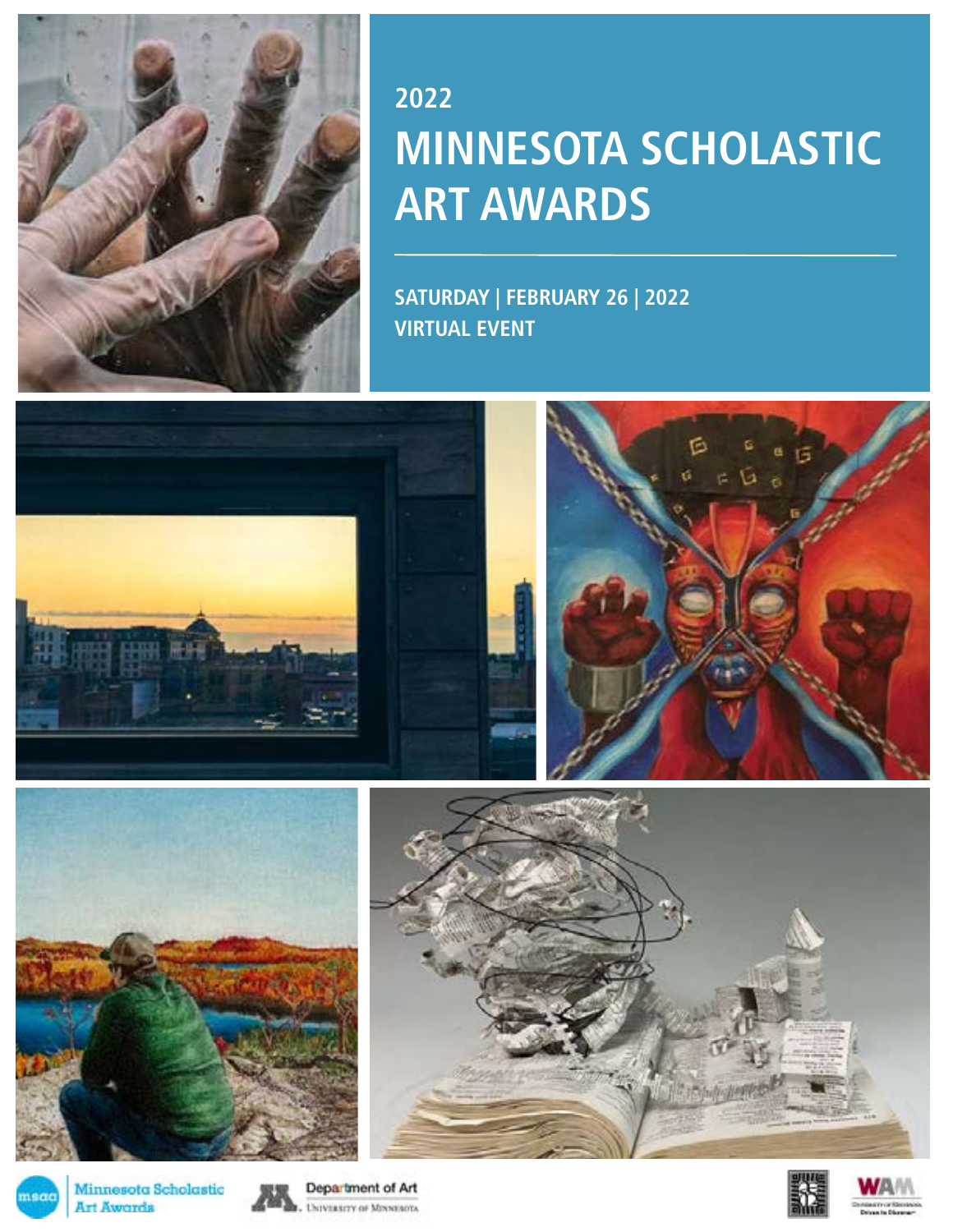2022

# MINNESOTA SCHOLASTIC ART AWARDS

**SATURDAY | FEBRUARY 26 | 2022**
**VIRTUAL EVENT**

Minnesota Scholastic Art Awards

Department of Art
University of Minnesota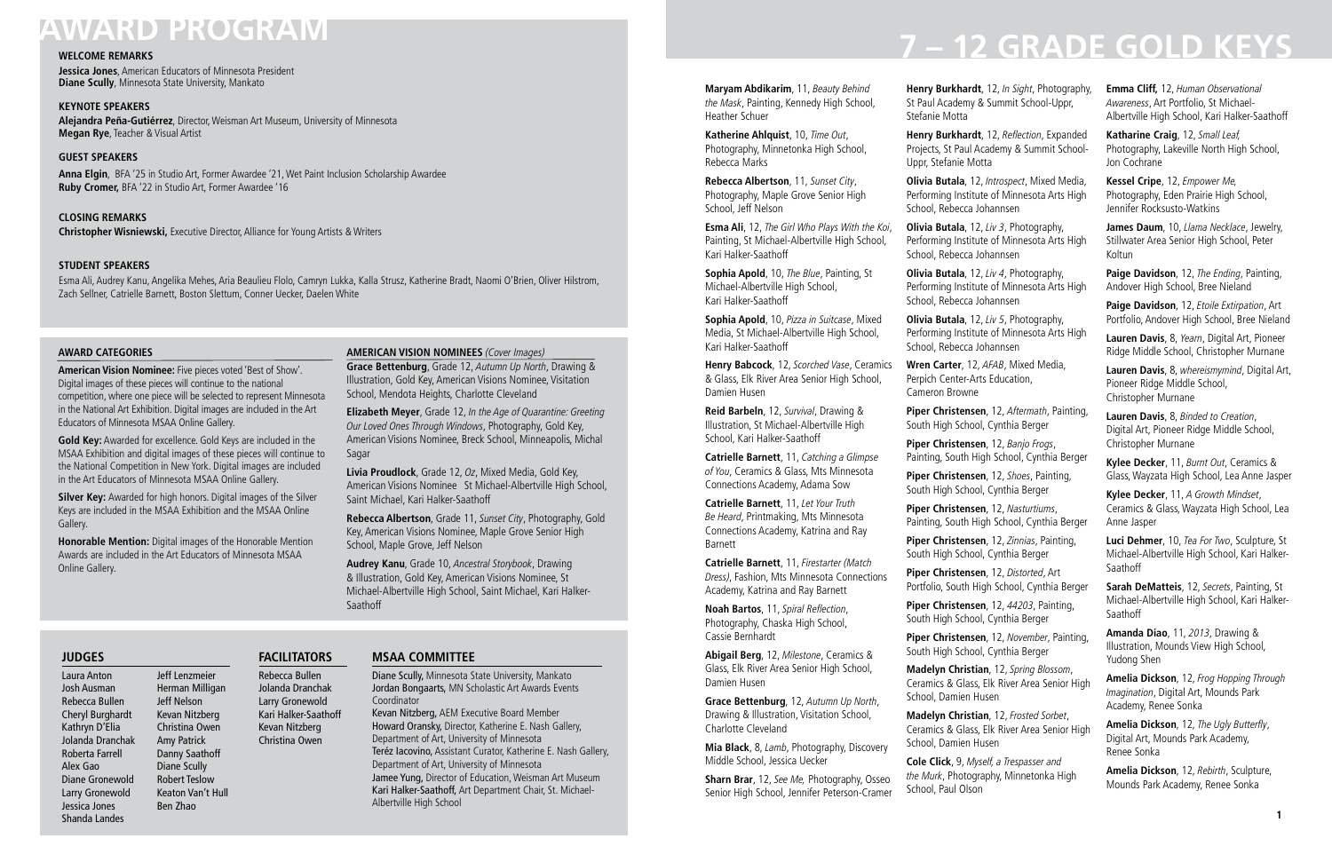# AWARD PROGRAM

**WELCOME REMARKS**

**Jessica Jones**, American Educators of Minnesota President
**Diane Scully**, Minnesota State University, Mankato

**KEYNOTE SPEAKERS**

**Alejandra Peña-Gutiérrez**, Director, Weisman Art Museum, University of Minnesota
**Megan Rye**, Teacher & Visual Artist

**GUEST SPEAKERS**

**Anna Elgin**, BFA '25 in Studio Art, Former Awardee '21, Wet Paint Inclusion Scholarship Awardee
**Ruby Cromer,** BFA '22 in Studio Art, Former Awardee '16

**CLOSING REMARKS**

**Christopher Wisniewski,** Executive Director, Alliance for Young Artists & Writers

**STUDENT SPEAKERS**

Esma Ali, Audrey Kanu, Angelika Mehes, Aria Beaulieu Flolo, Camryn Lukka, Kalla Strusz, Katherine Bradt, Naomi O'Brien, Oliver Hilstrom, Zach Sellner, Catrielle Barnett, Boston Slettum, Conner Uecker, Daelen White

**AWARD CATEGORIES**

**American Vision Nominee:** Five pieces voted 'Best of Show'. Digital images of these pieces will continue to the national competition, where one piece will be selected to represent Minnesota in the National Art Exhibition. Digital images are included in the Art Educators of Minnesota MSAA Online Gallery.

**Gold Key:** Awarded for excellence. Gold Keys are included in the MSAA Exhibition and digital images of these pieces will continue to the National Competition in New York. Digital images are included in the Art Educators of Minnesota MSAA Online Gallery.

**Silver Key:** Awarded for high honors. Digital images of the Silver Keys are included in the MSAA Exhibition and the MSAA Online Gallery.

**Honorable Mention:** Digital images of the Honorable Mention Awards are included in the Art Educators of Minnesota MSAA Online Gallery.

**AMERICAN VISION NOMINEES** *(Cover Images)*

**Grace Bettenburg**, Grade 12, *Autumn Up North*, Drawing & Illustration, Gold Key, American Visions Nominee, Visitation School, Mendota Heights, Charlotte Cleveland

**Elizabeth Meyer**, Grade 12, *In the Age of Quarantine: Greeting Our Loved Ones Through Windows*, Photography, Gold Key, American Visions Nominee, Breck School, Minneapolis, Michal Sagar

**Livia Proudlock**, Grade 12, *Oz*, Mixed Media, Gold Key, American Visions Nominee St Michael-Albertville High School, Saint Michael, Kari Halker-Saathoff

**Rebecca Albertson**, Grade 11, *Sunset City*, Photography, Gold Key, American Visions Nominee, Maple Grove Senior High School, Maple Grove, Jeff Nelson

**Audrey Kanu**, Grade 10, *Ancestral Storybook*, Drawing & Illustration, Gold Key, American Visions Nominee, St Michael-Albertville High School, Saint Michael, Kari Halker-Saathoff

**JUDGES**

Laura Anton
Josh Ausman
Rebecca Bullen
Cheryl Burghardt
Kathryn D'Elia
Jolanda Dranchak
Roberta Farrell
Alex Gao
Diane Gronewold
Larry Gronewold
Jessica Jones
Shanda Landes
Jeff Lenzmeier
Herman Milligan
Jeff Nelson
Kevan Nitzberg
Christina Owen
Amy Patrick
Danny Saathoff
Diane Scully
Robert Teslow
Keaton Van't Hull
Ben Zhao

**FACILITATORS**

Rebecca Bullen
Jolanda Dranchak
Larry Gronewold
Kari Halker-Saathoff
Kevan Nitzberg
Christina Owen

**MSAA COMMITTEE**

Diane Scully, Minnesota State University, Mankato
Jordan Bongaarts, MN Scholastic Art Awards Events Coordinator
Kevan Nitzberg, AEM Executive Board Member
Howard Oransky, Director, Katherine E. Nash Gallery, Department of Art, University of Minnesota
Teréz Iacovino, Assistant Curator, Katherine E. Nash Gallery, Department of Art, University of Minnesota
Jamee Yung, Director of Education, Weisman Art Museum
Kari Halker-Saathoff, Art Department Chair, St. Michael-Albertville High School

# 7 – 12 GRADE GOLD KEYS

**Maryam Abdikarim**, 11, *Beauty Behind the Mask*, Painting, Kennedy High School, Heather Schuer

**Katherine Ahlquist**, 10, *Time Out*, Photography, Minnetonka High School, Rebecca Marks

**Rebecca Albertson**, 11, *Sunset City*, Photography, Maple Grove Senior High School, Jeff Nelson

**Esma Ali**, 12, *The Girl Who Plays With the Koi*, Painting, St Michael-Albertville High School, Kari Halker-Saathoff

**Sophia Apold**, 10, *The Blue*, Painting, St Michael-Albertville High School, Kari Halker-Saathoff

**Sophia Apold**, 10, *Pizza in Suitcase*, Mixed Media, St Michael-Albertville High School, Kari Halker-Saathoff

**Henry Babcock**, 12, *Scorched Vase*, Ceramics & Glass, Elk River Area Senior High School, Damien Husen

**Reid Barbeln**, 12, *Survival*, Drawing & Illustration, St Michael-Albertville High School, Kari Halker-Saathoff

**Catrielle Barnett**, 11, *Catching a Glimpse of You*, Ceramics & Glass, Mts Minnesota Connections Academy, Adama Sow

**Catrielle Barnett**, 11, *Let Your Truth Be Heard*, Printmaking, Mts Minnesota Connections Academy, Katrina and Ray Barnett

**Catrielle Barnett**, 11, *Firestarter (Match Dress)*, Fashion, Mts Minnesota Connections Academy, Katrina and Ray Barnett

**Noah Bartos**, 11, *Spiral Reflection*, Photography, Chaska High School, Cassie Bernhardt

**Abigail Berg**, 12, *Milestone*, Ceramics & Glass, Elk River Area Senior High School, Damien Husen

**Grace Bettenburg**, 12, *Autumn Up North*, Drawing & Illustration, Visitation School, Charlotte Cleveland

**Mia Black**, 8, *Lamb*, Photography, Discovery Middle School, Jessica Uecker

**Sharn Brar**, 12, *See Me*, Photography, Osseo Senior High School, Jennifer Peterson-Cramer

**Henry Burkhardt**, 12, *In Sight*, Photography, St Paul Academy & Summit School-Uppr, Stefanie Motta

**Henry Burkhardt**, 12, *Reflection*, Expanded Projects, St Paul Academy & Summit School-Uppr, Stefanie Motta

**Olivia Butala**, 12, *Introspect*, Mixed Media, Performing Institute of Minnesota Arts High School, Rebecca Johannsen

**Olivia Butala**, 12, *Liv 3*, Photography, Performing Institute of Minnesota Arts High School, Rebecca Johannsen

**Olivia Butala**, 12, *Liv 4*, Photography, Performing Institute of Minnesota Arts High School, Rebecca Johannsen

**Olivia Butala**, 12, *Liv 5*, Photography, Performing Institute of Minnesota Arts High School, Rebecca Johannsen

**Wren Carter**, 12, *AFAB*, Mixed Media, Perpich Center-Arts Education, Cameron Browne

**Piper Christensen**, 12, *Aftermath*, Painting, South High School, Cynthia Berger

**Piper Christensen**, 12, *Banjo Frogs*, Painting, South High School, Cynthia Berger

**Piper Christensen**, 12, *Shoes*, Painting, South High School, Cynthia Berger

**Piper Christensen**, 12, *Nasturtiums*, Painting, South High School, Cynthia Berger

**Piper Christensen**, 12, *Zinnias*, Painting, South High School, Cynthia Berger

**Piper Christensen**, 12, *Distorted*, Art Portfolio, South High School, Cynthia Berger

**Piper Christensen**, 12, *44203*, Painting, South High School, Cynthia Berger

**Piper Christensen**, 12, *November*, Painting, South High School, Cynthia Berger

**Madelyn Christian**, 12, *Spring Blossom*, Ceramics & Glass, Elk River Area Senior High School, Damien Husen

**Madelyn Christian**, 12, *Frosted Sorbet*, Ceramics & Glass, Elk River Area Senior High School, Damien Husen

**Cole Click**, 9, *Myself, a Trespasser and the Murk*, Photography, Minnetonka High School, Paul Olson

**Emma Cliff,** 12, *Human Observational Awareness*, Art Portfolio, St Michael-Albertville High School, Kari Halker-Saathoff

**Katharine Craig**, 12, *Small Leaf*, Photography, Lakeville North High School, Jon Cochrane

**Kessel Cripe**, 12, *Empower Me*, Photography, Eden Prairie High School, Jennifer Rocksusto-Watkins

**James Daum**, 10, *Llama Necklace*, Jewelry, Stillwater Area Senior High School, Peter Koltun

**Paige Davidson**, 12, *The Ending*, Painting, Andover High School, Bree Nieland

**Paige Davidson**, 12, *Etoile Extirpation*, Art Portfolio, Andover High School, Bree Nieland

**Lauren Davis**, 8, *Yearn*, Digital Art, Pioneer Ridge Middle School, Christopher Murnane

**Lauren Davis**, 8, *whereismymind*, Digital Art, Pioneer Ridge Middle School, Christopher Murnane

**Lauren Davis**, 8, *Binded to Creation*, Digital Art, Pioneer Ridge Middle School, Christopher Murnane

**Kylee Decker**, 11, *Burnt Out*, Ceramics & Glass, Wayzata High School, Lea Anne Jasper

**Kylee Decker**, 11, *A Growth Mindset*, Ceramics & Glass, Wayzata High School, Lea Anne Jasper

**Luci Dehmer**, 10, *Tea For Two*, Sculpture, St Michael-Albertville High School, Kari Halker-Saathoff

**Sarah DeMatteis**, 12, *Secrets*, Painting, St Michael-Albertville High School, Kari Halker-Saathoff

**Amanda Diao**, 11, *2013*, Drawing & Illustration, Mounds View High School, Yudong Shen

**Amelia Dickson**, 12, *Frog Hopping Through Imagination*, Digital Art, Mounds Park Academy, Renee Sonka

**Amelia Dickson**, 12, *The Ugly Butterfly*, Digital Art, Mounds Park Academy, Renee Sonka

**Amelia Dickson**, 12, *Rebirth*, Sculpture, Mounds Park Academy, Renee Sonka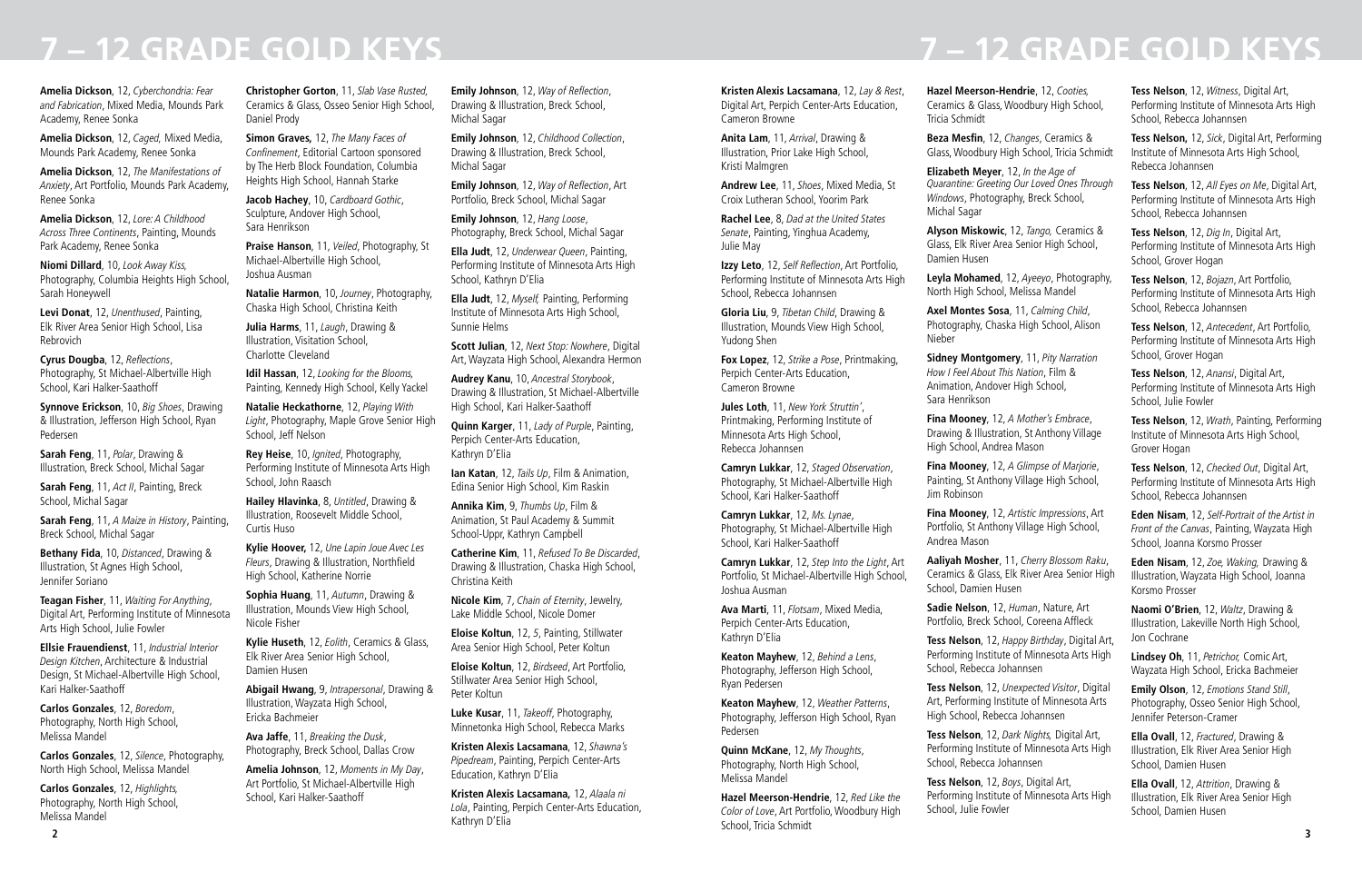# 7 – 12 GRADE GOLD KEYS

**Amelia Dickson**, 12, *Cyberchondria: Fear and Fabrication*, Mixed Media, Mounds Park Academy, Renee Sonka

**Amelia Dickson**, 12, *Caged*, Mixed Media, Mounds Park Academy, Renee Sonka

**Amelia Dickson**, 12, *The Manifestations of Anxiety*, Art Portfolio, Mounds Park Academy, Renee Sonka

**Amelia Dickson**, 12, *Lore: A Childhood Across Three Continents*, Painting, Mounds Park Academy, Renee Sonka

**Niomi Dillard**, 10, *Look Away Kiss*, Photography, Columbia Heights High School, Sarah Honeywell

**Levi Donat**, 12, *Unenthused*, Painting, Elk River Area Senior High School, Lisa Rebrovich

**Cyrus Dougba**, 12, *Reflections*, Photography, St Michael-Albertville High School, Kari Halker-Saathoff

**Synnove Erickson**, 10, *Big Shoes*, Drawing & Illustration, Jefferson High School, Ryan Pedersen

**Sarah Feng**, 11, *Polar*, Drawing & Illustration, Breck School, Michal Sagar

**Sarah Feng**, 11, *Act II*, Painting, Breck School, Michal Sagar

**Sarah Feng**, 11, *A Maize in History*, Painting, Breck School, Michal Sagar

**Bethany Fida**, 10, *Distanced*, Drawing & Illustration, St Agnes High School, Jennifer Soriano

**Teagan Fisher**, 11, *Waiting For Anything*, Digital Art, Performing Institute of Minnesota Arts High School, Julie Fowler

**Ellsie Frauendienst**, 11, *Industrial Interior Design Kitchen*, Architecture & Industrial Design, St Michael-Albertville High School, Kari Halker-Saathoff

**Carlos Gonzales**, 12, *Boredom*, Photography, North High School, Melissa Mandel

**Carlos Gonzales**, 12, *Silence*, Photography, North High School, Melissa Mandel

**Carlos Gonzales**, 12, *Highlights*, Photography, North High School, Melissa Mandel

**Christopher Gorton**, 11, *Slab Vase Rusted*, Ceramics & Glass, Osseo Senior High School, Daniel Prody

**Simon Graves,** 12, *The Many Faces of Confinement*, Editorial Cartoon sponsored by The Herb Block Foundation, Columbia Heights High School, Hannah Starke

**Jacob Hachey**, 10, *Cardboard Gothic*, Sculpture, Andover High School, Sara Henrikson

**Praise Hanson**, 11, *Veiled*, Photography, St Michael-Albertville High School, Joshua Ausman

**Natalie Harmon**, 10, *Journey*, Photography, Chaska High School, Christina Keith

**Julia Harms**, 11, *Laugh*, Drawing & Illustration, Visitation School, Charlotte Cleveland

**Idil Hassan**, 12, *Looking for the Blooms*, Painting, Kennedy High School, Kelly Yackel

**Natalie Heckathorne**, 12, *Playing With Light*, Photography, Maple Grove Senior High School, Jeff Nelson

**Rey Heise**, 10, *Ignited*, Photography, Performing Institute of Minnesota Arts High School, John Raasch

**Hailey Hlavinka**, 8, *Untitled*, Drawing & Illustration, Roosevelt Middle School, Curtis Huso

**Kylie Hoover,** 12, *Une Lapin Joue Avec Les Fleurs*, Drawing & Illustration, Northfield High School, Katherine Norrie

**Sophia Huang**, 11, *Autumn*, Drawing & Illustration, Mounds View High School, Nicole Fisher

**Kylie Huseth**, 12, *Eolith*, Ceramics & Glass, Elk River Area Senior High School, Damien Husen

**Abigail Hwang**, 9, *Intrapersonal*, Drawing & Illustration, Wayzata High School, Ericka Bachmeier

**Ava Jaffe**, 11, *Breaking the Dusk*, Photography, Breck School, Dallas Crow

**Amelia Johnson**, 12, *Moments in My Day*, Art Portfolio, St Michael-Albertville High School, Kari Halker-Saathoff

**Emily Johnson**, 12, *Way of Reflection*, Drawing & Illustration, Breck School, Michal Sagar

**Emily Johnson**, 12, *Childhood Collection*, Drawing & Illustration, Breck School, Michal Sagar

**Emily Johnson**, 12, *Way of Reflection*, Art Portfolio, Breck School, Michal Sagar

**Emily Johnson**, 12, *Hang Loose*, Photography, Breck School, Michal Sagar

**Ella Judt**, 12, *Underwear Queen*, Painting, Performing Institute of Minnesota Arts High School, Kathryn D'Elia

**Ella Judt**, 12, *Myself*, Painting, Performing Institute of Minnesota Arts High School, Sunnie Helms

**Scott Julian**, 12, *Next Stop: Nowhere*, Digital Art, Wayzata High School, Alexandra Hermon

**Audrey Kanu**, 10, *Ancestral Storybook*, Drawing & Illustration, St Michael-Albertville High School, Kari Halker-Saathoff

**Quinn Karger**, 11, *Lady of Purple*, Painting, Perpich Center-Arts Education, Kathryn D'Elia

**Ian Katan**, 12, *Tails Up*, Film & Animation, Edina Senior High School, Kim Raskin

**Annika Kim**, 9, *Thumbs Up*, Film & Animation, St Paul Academy & Summit School-Uppr, Kathryn Campbell

**Catherine Kim**, 11, *Refused To Be Discarded*, Drawing & Illustration, Chaska High School, Christina Keith

**Nicole Kim**, 7, *Chain of Eternity*, Jewelry, Lake Middle School, Nicole Domer

**Eloise Koltun**, 12, *5*, Painting, Stillwater Area Senior High School, Peter Koltun

**Eloise Koltun**, 12, *Birdseed*, Art Portfolio, Stillwater Area Senior High School, Peter Koltun

**Luke Kusar**, 11, *Takeoff*, Photography, Minnetonka High School, Rebecca Marks

**Kristen Alexis Lacsamana**, 12, *Shawna's Pipedream*, Painting, Perpich Center-Arts Education, Kathryn D'Elia

**Kristen Alexis Lacsamana,** 12, *Alaala ni Lola*, Painting, Perpich Center-Arts Education, Kathryn D'Elia

**Kristen Alexis Lacsamana**, 12, *Lay & Rest*, Digital Art, Perpich Center-Arts Education, Cameron Browne

**Anita Lam**, 11, *Arrival*, Drawing & Illustration, Prior Lake High School, Kristi Malmgren

**Andrew Lee**, 11, *Shoes*, Mixed Media, St Croix Lutheran School, Yoorim Park

**Rachel Lee**, 8, *Dad at the United States Senate*, Painting, Yinghua Academy, Julie May

**Izzy Leto**, 12, *Self Reflection*, Art Portfolio, Performing Institute of Minnesota Arts High School, Rebecca Johannsen

**Gloria Liu**, 9, *Tibetan Child*, Drawing & Illustration, Mounds View High School, Yudong Shen

**Fox Lopez**, 12, *Strike a Pose*, Printmaking, Perpich Center-Arts Education, Cameron Browne

**Jules Loth**, 11, *New York Struttin'*, Printmaking, Performing Institute of Minnesota Arts High School, Rebecca Johannsen

**Camryn Lukkar**, 12, *Staged Observation*, Photography, St Michael-Albertville High School, Kari Halker-Saathoff

**Camryn Lukkar**, 12, *Ms. Lynae*, Photography, St Michael-Albertville High School, Kari Halker-Saathoff

**Camryn Lukkar**, 12, *Step Into the Light*, Art Portfolio, St Michael-Albertville High School, Joshua Ausman

**Ava Marti**, 11, *Flotsam*, Mixed Media, Perpich Center-Arts Education, Kathryn D'Elia

**Keaton Mayhew**, 12, *Behind a Lens*, Photography, Jefferson High School, Ryan Pedersen

**Keaton Mayhew**, 12, *Weather Patterns*, Photography, Jefferson High School, Ryan Pedersen

**Quinn McKane**, 12, *My Thoughts*, Photography, North High School, Melissa Mandel

**Hazel Meerson-Hendrie**, 12, *Red Like the Color of Love*, Art Portfolio, Woodbury High School, Tricia Schmidt

**Hazel Meerson-Hendrie**, 12, *Cooties*, Ceramics & Glass, Woodbury High School, Tricia Schmidt

**Beza Mesfin**, 12, *Changes*, Ceramics & Glass, Woodbury High School, Tricia Schmidt

**Elizabeth Meyer**, 12, *In the Age of Quarantine: Greeting Our Loved Ones Through Windows*, Photography, Breck School, Michal Sagar

**Alyson Miskowic**, 12, *Tango*, Ceramics & Glass, Elk River Area Senior High School, Damien Husen

**Leyla Mohamed**, 12, *Ayeeyo*, Photography, North High School, Melissa Mandel

**Axel Montes Sosa**, 11, *Calming Child*, Photography, Chaska High School, Alison Nieber

**Sidney Montgomery**, 11, *Pity Narration How I Feel About This Nation*, Film & Animation, Andover High School, Sara Henrikson

**Fina Mooney**, 12, *A Mother's Embrace*, Drawing & Illustration, St Anthony Village High School, Andrea Mason

**Fina Mooney**, 12, *A Glimpse of Marjorie*, Painting, St Anthony Village High School, Jim Robinson

**Fina Mooney**, 12, *Artistic Impressions*, Art Portfolio, St Anthony Village High School, Andrea Mason

**Aaliyah Mosher**, 11, *Cherry Blossom Raku*, Ceramics & Glass, Elk River Area Senior High School, Damien Husen

**Sadie Nelson**, 12, *Human*, Nature, Art Portfolio, Breck School, Coreena Affleck

**Tess Nelson**, 12, *Happy Birthday*, Digital Art, Performing Institute of Minnesota Arts High School, Rebecca Johannsen

**Tess Nelson**, 12, *Unexpected Visitor*, Digital Art, Performing Institute of Minnesota Arts High School, Rebecca Johannsen

**Tess Nelson**, 12, *Dark Nights*, Digital Art, Performing Institute of Minnesota Arts High School, Rebecca Johannsen

**Tess Nelson**, 12, *Boys*, Digital Art, Performing Institute of Minnesota Arts High School, Julie Fowler

**Tess Nelson**, 12, *Witness*, Digital Art, Performing Institute of Minnesota Arts High School, Rebecca Johannsen

**Tess Nelson,** 12, *Sick*, Digital Art, Performing Institute of Minnesota Arts High School, Rebecca Johannsen

**Tess Nelson**, 12, *All Eyes on Me*, Digital Art, Performing Institute of Minnesota Arts High School, Rebecca Johannsen

**Tess Nelson**, 12, *Dig In*, Digital Art, Performing Institute of Minnesota Arts High School, Grover Hogan

**Tess Nelson**, 12, *Bojazn*, Art Portfolio, Performing Institute of Minnesota Arts High School, Rebecca Johannsen

**Tess Nelson**, 12, *Antecedent*, Art Portfolio, Performing Institute of Minnesota Arts High School, Grover Hogan

**Tess Nelson**, 12, *Anansi*, Digital Art, Performing Institute of Minnesota Arts High School, Julie Fowler

**Tess Nelson**, 12, *Wrath*, Painting, Performing Institute of Minnesota Arts High School, Grover Hogan

**Tess Nelson**, 12, *Checked Out*, Digital Art, Performing Institute of Minnesota Arts High School, Rebecca Johannsen

**Eden Nisam**, 12, *Self-Portrait of the Artist in Front of the Canvas*, Painting, Wayzata High School, Joanna Korsmo Prosser

**Eden Nisam**, 12, *Zoe, Waking*, Drawing & Illustration, Wayzata High School, Joanna Korsmo Prosser

**Naomi O'Brien**, 12, *Waltz*, Drawing & Illustration, Lakeville North High School, Jon Cochrane

**Lindsey Oh**, 11, *Petrichor*, Comic Art, Wayzata High School, Ericka Bachmeier

**Emily Olson**, 12, *Emotions Stand Still*, Photography, Osseo Senior High School, Jennifer Peterson-Cramer

**Ella Ovall**, 12, *Fractured*, Drawing & Illustration, Elk River Area Senior High School, Damien Husen

**Ella Ovall**, 12, *Attrition*, Drawing & Illustration, Elk River Area Senior High School, Damien Husen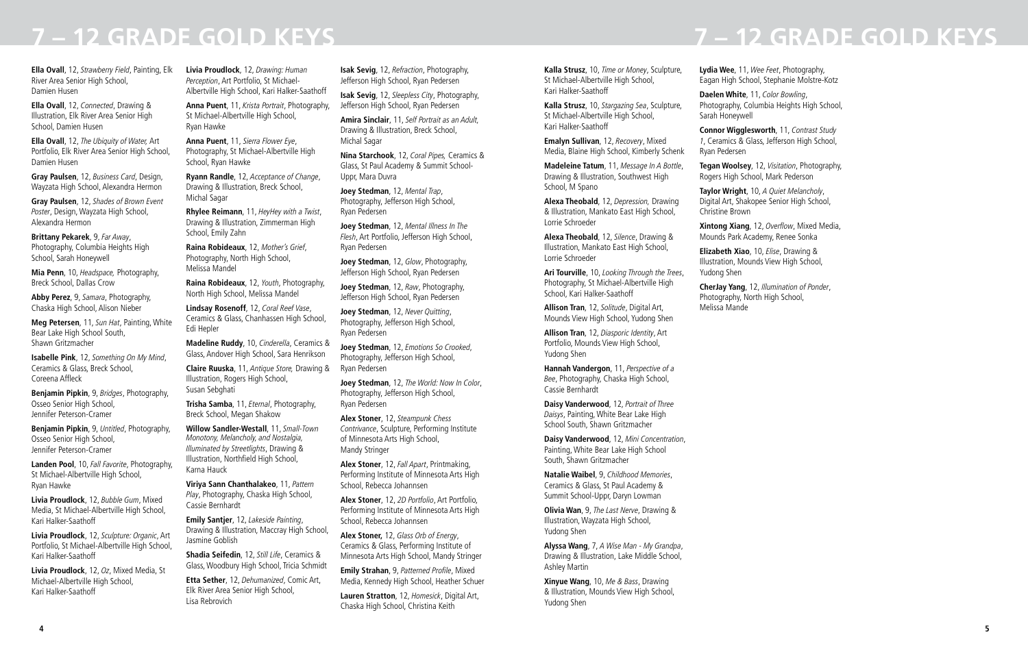# 7 – 12 GRADE GOLD KEYS

**Ella Ovall**, 12, *Strawberry Field*, Painting, Elk River Area Senior High School, Damien Husen

**Ella Ovall**, 12, *Connected*, Drawing & Illustration, Elk River Area Senior High School, Damien Husen

**Ella Ovall**, 12, *The Ubiquity of Water,* Art Portfolio, Elk River Area Senior High School, Damien Husen

**Gray Paulsen**, 12, *Business Card*, Design, Wayzata High School, Alexandra Hermon

**Gray Paulsen**, 12, *Shades of Brown Event Poster*, Design, Wayzata High School, Alexandra Hermon

**Brittany Pekarek**, 9, *Far Away*, Photography, Columbia Heights High School, Sarah Honeywell

**Mia Penn**, 10, *Headspace,* Photography, Breck School, Dallas Crow

**Abby Perez**, 9, *Samara*, Photography, Chaska High School, Alison Nieber

**Meg Petersen**, 11, *Sun Hat*, Painting, White Bear Lake High School South, Shawn Gritzmacher

**Isabelle Pink**, 12, *Something On My Mind*, Ceramics & Glass, Breck School, Coreena Affleck

**Benjamin Pipkin**, 9, *Bridges*, Photography, Osseo Senior High School, Jennifer Peterson-Cramer

**Benjamin Pipkin**, 9, *Untitled*, Photography, Osseo Senior High School, Jennifer Peterson-Cramer

**Landen Pool**, 10, *Fall Favorite*, Photography, St Michael-Albertville High School, Ryan Hawke

**Livia Proudlock**, 12, *Bubble Gum*, Mixed Media, St Michael-Albertville High School, Kari Halker-Saathoff

**Livia Proudlock**, 12, *Sculpture: Organic*, Art Portfolio, St Michael-Albertville High School, Kari Halker-Saathoff

**Livia Proudlock**, 12, *Oz*, Mixed Media, St Michael-Albertville High School, Kari Halker-Saathoff

**Livia Proudlock**, 12, *Drawing: Human Perception*, Art Portfolio, St Michael-Albertville High School, Kari Halker-Saathoff

**Anna Puent**, 11, *Krista Portrait*, Photography, St Michael-Albertville High School, Ryan Hawke

**Anna Puent**, 11, *Sierra Flower Eye*, Photography, St Michael-Albertville High School, Ryan Hawke

**Ryann Randle**, 12, *Acceptance of Change*, Drawing & Illustration, Breck School, Michal Sagar

**Rhylee Reimann**, 11, *HeyHey with a Twist*, Drawing & Illustration, Zimmerman High School, Emily Zahn

**Raina Robideaux**, 12, *Mother's Grief*, Photography, North High School, Melissa Mandel

**Raina Robideaux**, 12, *Youth*, Photography, North High School, Melissa Mandel

**Lindsay Rosenoff**, 12, *Coral Reef Vase*, Ceramics & Glass, Chanhassen High School, Edi Hepler

**Madeline Ruddy**, 10, *Cinderella*, Ceramics & Glass, Andover High School, Sara Henrikson

**Claire Ruuska**, 11, *Antique Store,* Drawing & Illustration, Rogers High School, Susan Sebghati

**Trisha Samba**, 11, *Eternal*, Photography, Breck School, Megan Shakow

**Willow Sandler-Westall**, 11, *Small-Town Monotony, Melancholy, and Nostalgia, Illuminated by Streetlights*, Drawing & Illustration, Northfield High School, Karna Hauck

**Viriya Sann Chanthalakeo**, 11, *Pattern Play*, Photography, Chaska High School, Cassie Bernhardt

**Emily Santjer**, 12, *Lakeside Painting*, Drawing & Illustration, Maccray High School, Jasmine Goblish

**Shadia Seifedin**, 12, *Still Life*, Ceramics & Glass, Woodbury High School, Tricia Schmidt

**Etta Sether**, 12, *Dehumanized*, Comic Art, Elk River Area Senior High School, Lisa Rebrovich

**Isak Sevig**, 12, *Refraction*, Photography, Jefferson High School, Ryan Pedersen

**Isak Sevig**, 12, *Sleepless City*, Photography, Jefferson High School, Ryan Pedersen

**Amira Sinclair**, 11, *Self Portrait as an Adult*, Drawing & Illustration, Breck School, Michal Sagar

**Nina Starchook**, 12, *Coral Pipes,* Ceramics & Glass, St Paul Academy & Summit School-Uppr, Mara Duvra

**Joey Stedman**, 12, *Mental Trap*, Photography, Jefferson High School, Ryan Pedersen

**Joey Stedman**, 12, *Mental Illness In The Flesh*, Art Portfolio, Jefferson High School, Ryan Pedersen

**Joey Stedman**, 12, *Glow*, Photography, Jefferson High School, Ryan Pedersen

**Joey Stedman**, 12, *Raw*, Photography, Jefferson High School, Ryan Pedersen

**Joey Stedman**, 12, *Never Quitting*, Photography, Jefferson High School, Ryan Pedersen

**Joey Stedman**, 12, *Emotions So Crooked*, Photography, Jefferson High School, Ryan Pedersen

**Joey Stedman**, 12, *The World: Now In Color*, Photography, Jefferson High School, Ryan Pedersen

**Alex Stoner**, 12, *Steampunk Chess Contrivance*, Sculpture, Performing Institute of Minnesota Arts High School, Mandy Stringer

**Alex Stoner**, 12, *Fall Apart*, Printmaking, Performing Institute of Minnesota Arts High School, Rebecca Johannsen

**Alex Stoner**, 12, *2D Portfolio*, Art Portfolio, Performing Institute of Minnesota Arts High School, Rebecca Johannsen

**Alex Stoner,** 12, *Glass Orb of Energy*, Ceramics & Glass, Performing Institute of Minnesota Arts High School, Mandy Stringer

**Emily Strahan**, 9, *Patterned Profile*, Mixed Media, Kennedy High School, Heather Schuer

**Lauren Stratton**, 12, *Homesick*, Digital Art, Chaska High School, Christina Keith

**Kalla Strusz**, 10, *Time or Money*, Sculpture, St Michael-Albertville High School, Kari Halker-Saathoff

**Kalla Strusz**, 10, *Stargazing Sea*, Sculpture, St Michael-Albertville High School, Kari Halker-Saathoff

**Emalyn Sullivan**, 12, *Recovery*, Mixed Media, Blaine High School, Kimberly Schenk

**Madeleine Tatum**, 11, *Message In A Bottle*, Drawing & Illustration, Southwest High School, M Spano

**Alexa Theobald**, 12, *Depression,* Drawing & Illustration, Mankato East High School, Lorrie Schroeder

**Alexa Theobald**, 12, *Silence*, Drawing & Illustration, Mankato East High School, Lorrie Schroeder

**Ari Tourville**, 10, *Looking Through the Trees*, Photography, St Michael-Albertville High School, Kari Halker-Saathoff

**Allison Tran**, 12, *Solitude*, Digital Art, Mounds View High School, Yudong Shen

**Allison Tran**, 12, *Diasporic Identity*, Art Portfolio, Mounds View High School, Yudong Shen

**Hannah Vandergon**, 11, *Perspective of a Bee*, Photography, Chaska High School, Cassie Bernhardt

**Daisy Vanderwood**, 12, *Portrait of Three Daisys*, Painting, White Bear Lake High School South, Shawn Gritzmacher

**Daisy Vanderwood**, 12, *Mini Concentration*, Painting, White Bear Lake High School South, Shawn Gritzmacher

**Natalie Waibel**, 9, *Childhood Memories*, Ceramics & Glass, St Paul Academy & Summit School-Uppr, Daryn Lowman

**Olivia Wan**, 9, *The Last Nerve*, Drawing & Illustration, Wayzata High School, Yudong Shen

**Alyssa Wang**, 7, *A Wise Man - My Grandpa*, Drawing & Illustration, Lake Middle School, Ashley Martin

**Xinyue Wang**, 10, *Me & Bass*, Drawing & Illustration, Mounds View High School, Yudong Shen

**Lydia Wee**, 11, *Wee Feet*, Photography, Eagan High School, Stephanie Molstre-Kotz

**Daelen White**, 11, *Color Bowling*, Photography, Columbia Heights High School, Sarah Honeywell

**Connor Wigglesworth**, 11, *Contrast Study 1*, Ceramics & Glass, Jefferson High School, Ryan Pedersen

**Tegan Woolsey**, 12, *Visitation*, Photography, Rogers High School, Mark Pederson

**Taylor Wright**, 10, *A Quiet Melancholy*, Digital Art, Shakopee Senior High School, Christine Brown

**Xintong Xiang**, 12, *Overflow*, Mixed Media, Mounds Park Academy, Renee Sonka

**Elizabeth Xiao**, 10, *Elise*, Drawing & Illustration, Mounds View High School, Yudong Shen

**CherJay Yang**, 12, *Illumination of Ponder*, Photography, North High School, Melissa Mande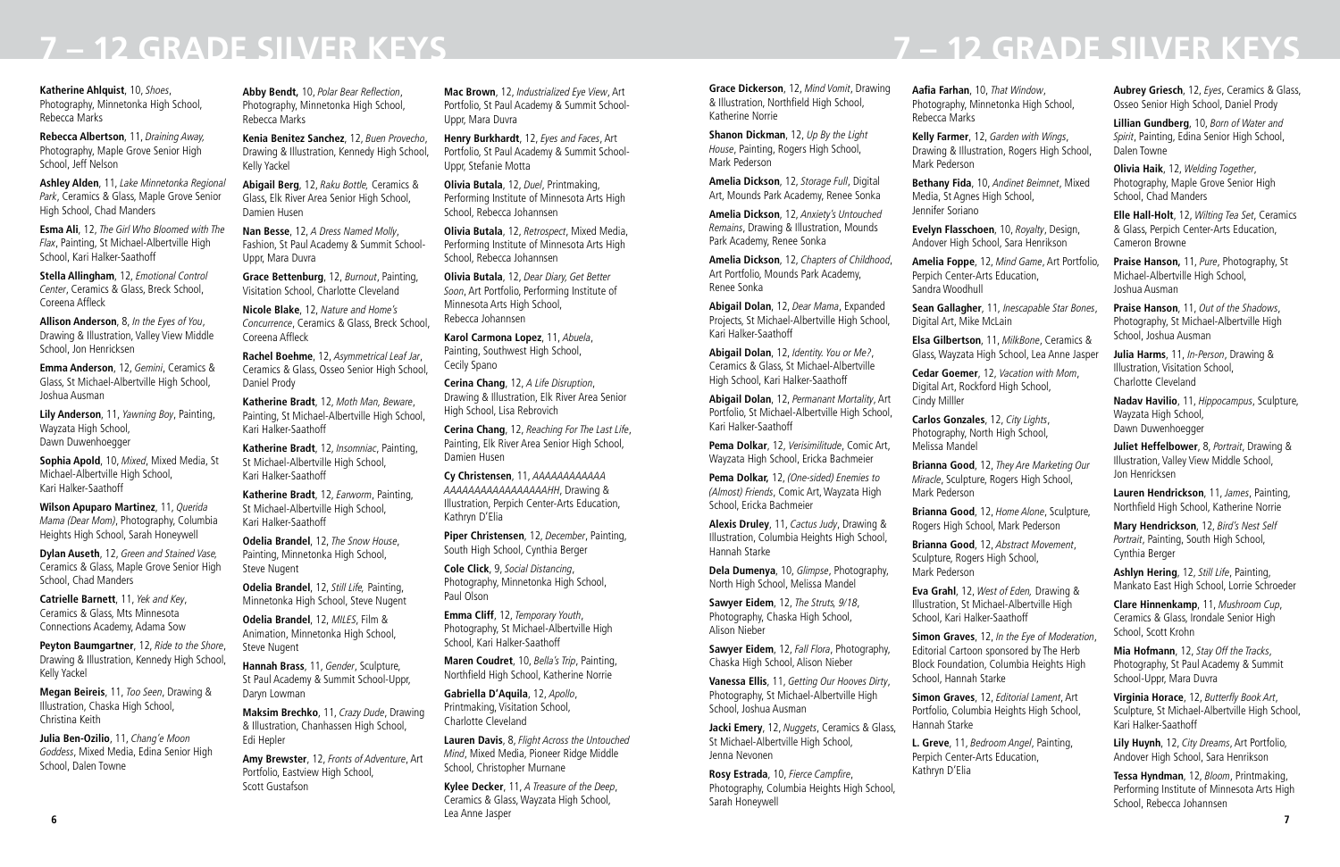# 7 – 12 GRADE SILVER KEYS

**Katherine Ahlquist**, 10, *Shoes*, Photography, Minnetonka High School, Rebecca Marks

**Rebecca Albertson**, 11, *Draining Away,* Photography, Maple Grove Senior High School, Jeff Nelson

**Ashley Alden**, 11, *Lake Minnetonka Regional Park*, Ceramics & Glass, Maple Grove Senior High School, Chad Manders

**Esma Ali**, 12, *The Girl Who Bloomed with The Flax*, Painting, St Michael-Albertville High School, Kari Halker-Saathoff

**Stella Allingham**, 12, *Emotional Control Center*, Ceramics & Glass, Breck School, Coreena Affleck

**Allison Anderson**, 8, *In the Eyes of You*, Drawing & Illustration, Valley View Middle School, Jon Henricksen

**Emma Anderson**, 12, *Gemini*, Ceramics & Glass, St Michael-Albertville High School, Joshua Ausman

**Lily Anderson**, 11, *Yawning Boy*, Painting, Wayzata High School, Dawn Duwenhoegger

**Sophia Apold**, 10, *Mixed*, Mixed Media, St Michael-Albertville High School, Kari Halker-Saathoff

**Wilson Apuparo Martinez**, 11, *Querida Mama (Dear Mom)*, Photography, Columbia Heights High School, Sarah Honeywell

**Dylan Auseth**, 12, *Green and Stained Vase,* Ceramics & Glass, Maple Grove Senior High School, Chad Manders

**Catrielle Barnett**, 11, *Yek and Key*, Ceramics & Glass, Mts Minnesota Connections Academy, Adama Sow

**Peyton Baumgartner**, 12, *Ride to the Shore*, Drawing & Illustration, Kennedy High School, Kelly Yackel

**Megan Beireis**, 11, *Too Seen*, Drawing & Illustration, Chaska High School, Christina Keith

**Julia Ben-Ozilio**, 11, *Chang'e Moon Goddess*, Mixed Media, Edina Senior High School, Dalen Towne

**Abby Bendt,** 10, *Polar Bear Reflection*, Photography, Minnetonka High School, Rebecca Marks

**Kenia Benitez Sanchez**, 12, *Buen Provecho*, Drawing & Illustration, Kennedy High School, Kelly Yackel

**Abigail Berg**, 12, *Raku Bottle,* Ceramics & Glass, Elk River Area Senior High School, Damien Husen

**Nan Besse**, 12, *A Dress Named Molly*, Fashion, St Paul Academy & Summit School-Uppr, Mara Duvra

**Grace Bettenburg**, 12, *Burnout*, Painting, Visitation School, Charlotte Cleveland

**Nicole Blake**, 12, *Nature and Home's Concurrence*, Ceramics & Glass, Breck School, Coreena Affleck

**Rachel Boehme**, 12, *Asymmetrical Leaf Jar*, Ceramics & Glass, Osseo Senior High School, Daniel Prody

**Katherine Bradt**, 12, *Moth Man, Beware*, Painting, St Michael-Albertville High School, Kari Halker-Saathoff

**Katherine Bradt**, 12, *Insomniac*, Painting, St Michael-Albertville High School, Kari Halker-Saathoff

**Katherine Bradt**, 12, *Earworm*, Painting, St Michael-Albertville High School, Kari Halker-Saathoff

**Odelia Brandel**, 12, *The Snow House*, Painting, Minnetonka High School, Steve Nugent

**Odelia Brandel**, 12, *Still Life,* Painting, Minnetonka High School, Steve Nugent

**Odelia Brandel**, 12, *MILES*, Film & Animation, Minnetonka High School, Steve Nugent

**Hannah Brass**, 11, *Gender*, Sculpture, St Paul Academy & Summit School-Uppr, Daryn Lowman

**Maksim Brechko**, 11, *Crazy Dude*, Drawing & Illustration, Chanhassen High School, Edi Hepler

**Amy Brewster**, 12, *Fronts of Adventure*, Art Portfolio, Eastview High School, Scott Gustafson

**Mac Brown**, 12, *Industrialized Eye View*, Art Portfolio, St Paul Academy & Summit School-Uppr, Mara Duvra

**Henry Burkhardt**, 12, *Eyes and Faces*, Art Portfolio, St Paul Academy & Summit School-Uppr, Stefanie Motta

**Olivia Butala**, 12, *Duel*, Printmaking, Performing Institute of Minnesota Arts High School, Rebecca Johannsen

**Olivia Butala**, 12, *Retrospect*, Mixed Media, Performing Institute of Minnesota Arts High School, Rebecca Johannsen

**Olivia Butala**, 12, *Dear Diary, Get Better Soon*, Art Portfolio, Performing Institute of Minnesota Arts High School, Rebecca Johannsen

**Karol Carmona Lopez**, 11, *Abuela*, Painting, Southwest High School, Cecily Spano

**Cerina Chang**, 12, *A Life Disruption*, Drawing & Illustration, Elk River Area Senior High School, Lisa Rebrovich

**Cerina Chang**, 12, *Reaching For The Last Life*, Painting, Elk River Area Senior High School, Damien Husen

**Cy Christensen**, 11, *AAAAAAAAAAAA AAAAAAAAAAAAAAAAAHH*, Drawing & Illustration, Perpich Center-Arts Education, Kathryn D'Elia

**Piper Christensen**, 12, *December*, Painting, South High School, Cynthia Berger

**Cole Click**, 9, *Social Distancing*, Photography, Minnetonka High School, Paul Olson

**Emma Cliff**, 12, *Temporary Youth*, Photography, St Michael-Albertville High School, Kari Halker-Saathoff

**Maren Coudret**, 10, *Bella's Trip*, Painting, Northfield High School, Katherine Norrie

**Gabriella D'Aquila**, 12, *Apollo*, Printmaking, Visitation School, Charlotte Cleveland

**Lauren Davis**, 8, *Flight Across the Untouched Mind*, Mixed Media, Pioneer Ridge Middle School, Christopher Murnane

**Kylee Decker**, 11, *A Treasure of the Deep*, Ceramics & Glass, Wayzata High School, Lea Anne Jasper

**Grace Dickerson**, 12, *Mind Vomit*, Drawing & Illustration, Northfield High School, Katherine Norrie

**Shanon Dickman**, 12, *Up By the Light House*, Painting, Rogers High School, Mark Pederson

**Amelia Dickson**, 12, *Storage Full*, Digital Art, Mounds Park Academy, Renee Sonka

**Amelia Dickson**, 12, *Anxiety's Untouched Remains*, Drawing & Illustration, Mounds Park Academy, Renee Sonka

**Amelia Dickson**, 12, *Chapters of Childhood*, Art Portfolio, Mounds Park Academy, Renee Sonka

**Abigail Dolan**, 12, *Dear Mama*, Expanded Projects, St Michael-Albertville High School, Kari Halker-Saathoff

**Abigail Dolan**, 12, *Identity. You or Me?*, Ceramics & Glass, St Michael-Albertville High School, Kari Halker-Saathoff

**Abigail Dolan**, 12, *Permanant Mortality*, Art Portfolio, St Michael-Albertville High School, Kari Halker-Saathoff

**Pema Dolkar**, 12, *Verisimilitude*, Comic Art, Wayzata High School, Ericka Bachmeier

**Pema Dolkar,** 12, *(One-sided) Enemies to (Almost) Friends*, Comic Art, Wayzata High School, Ericka Bachmeier

**Alexis Druley**, 11, *Cactus Judy*, Drawing & Illustration, Columbia Heights High School, Hannah Starke

**Dela Dumenya**, 10, *Glimpse*, Photography, North High School, Melissa Mandel

**Sawyer Eidem**, 12, *The Struts, 9/18*, Photography, Chaska High School, Alison Nieber

**Sawyer Eidem**, 12, *Fall Flora*, Photography, Chaska High School, Alison Nieber

**Vanessa Ellis**, 11, *Getting Our Hooves Dirty*, Photography, St Michael-Albertville High School, Joshua Ausman

**Jacki Emery**, 12, *Nuggets*, Ceramics & Glass, St Michael-Albertville High School, Jenna Nevonen

**Rosy Estrada**, 10, *Fierce Campfire*, Photography, Columbia Heights High School, Sarah Honeywell

**Aafia Farhan**, 10, *That Window*, Photography, Minnetonka High School, Rebecca Marks

**Kelly Farmer**, 12, *Garden with Wings*, Drawing & Illustration, Rogers High School, Mark Pederson

**Bethany Fida**, 10, *Andinet Beimnet*, Mixed Media, St Agnes High School, Jennifer Soriano

**Evelyn Flasschoen**, 10, *Royalty*, Design, Andover High School, Sara Henrikson

**Amelia Foppe**, 12, *Mind Game*, Art Portfolio, Perpich Center-Arts Education, Sandra Woodhull

**Sean Gallagher**, 11, *Inescapable Star Bones*, Digital Art, Mike McLain

**Elsa Gilbertson**, 11, *MilkBone*, Ceramics & Glass, Wayzata High School, Lea Anne Jasper

**Cedar Goemer**, 12, *Vacation with Mom*, Digital Art, Rockford High School, Cindy Milller

**Carlos Gonzales**, 12, *City Lights*, Photography, North High School, Melissa Mandel

**Brianna Good**, 12, *They Are Marketing Our Miracle*, Sculpture, Rogers High School, Mark Pederson

**Brianna Good**, 12, *Home Alone*, Sculpture, Rogers High School, Mark Pederson

**Brianna Good**, 12, *Abstract Movement*, Sculpture, Rogers High School, Mark Pederson

**Eva Grahl**, 12, *West of Eden,* Drawing & Illustration, St Michael-Albertville High School, Kari Halker-Saathoff

**Simon Graves**, 12, *In the Eye of Moderation*, Editorial Cartoon sponsored by The Herb Block Foundation, Columbia Heights High School, Hannah Starke

**Simon Graves**, 12, *Editorial Lament*, Art Portfolio, Columbia Heights High School, Hannah Starke

**L. Greve**, 11, *Bedroom Angel*, Painting, Perpich Center-Arts Education, Kathryn D'Elia

**Aubrey Griesch**, 12, *Eyes*, Ceramics & Glass, Osseo Senior High School, Daniel Prody

**Lillian Gundberg**, 10, *Born of Water and Spirit*, Painting, Edina Senior High School, Dalen Towne

**Olivia Haik**, 12, *Welding Together*, Photography, Maple Grove Senior High School, Chad Manders

**Elle Hall-Holt**, 12, *Wilting Tea Set*, Ceramics & Glass, Perpich Center-Arts Education, Cameron Browne

**Praise Hanson**, 11, *Pure*, Photography, St Michael-Albertville High School, Joshua Ausman

**Praise Hanson**, 11, *Out of the Shadows*, Photography, St Michael-Albertville High School, Joshua Ausman

**Julia Harms**, 11, *In-Person*, Drawing & Illustration, Visitation School, Charlotte Cleveland

**Nadav Havilio**, 11, *Hippocampus*, Sculpture, Wayzata High School, Dawn Duwenhoegger

**Juliet Heffelbower**, 8, *Portrait*, Drawing & Illustration, Valley View Middle School, Jon Henricksen

**Lauren Hendrickson**, 11, *James*, Painting, Northfield High School, Katherine Norrie

**Mary Hendrickson**, 12, *Bird's Nest Self Portrait*, Painting, South High School, Cynthia Berger

**Ashlyn Hering**, 12, *Still Life*, Painting, Mankato East High School, Lorrie Schroeder

**Clare Hinnenkamp**, 11, *Mushroom Cup*, Ceramics & Glass, Irondale Senior High School, Scott Krohn

**Mia Hofmann**, 12, *Stay Off the Tracks*, Photography, St Paul Academy & Summit School-Uppr, Mara Duvra

**Virginia Horace**, 12, *Butterfly Book Art*, Sculpture, St Michael-Albertville High School, Kari Halker-Saathoff

**Lily Huynh**, 12, *City Dreams*, Art Portfolio, Andover High School, Sara Henrikson

**Tessa Hyndman**, 12, *Bloom*, Printmaking, Performing Institute of Minnesota Arts High School, Rebecca Johannsen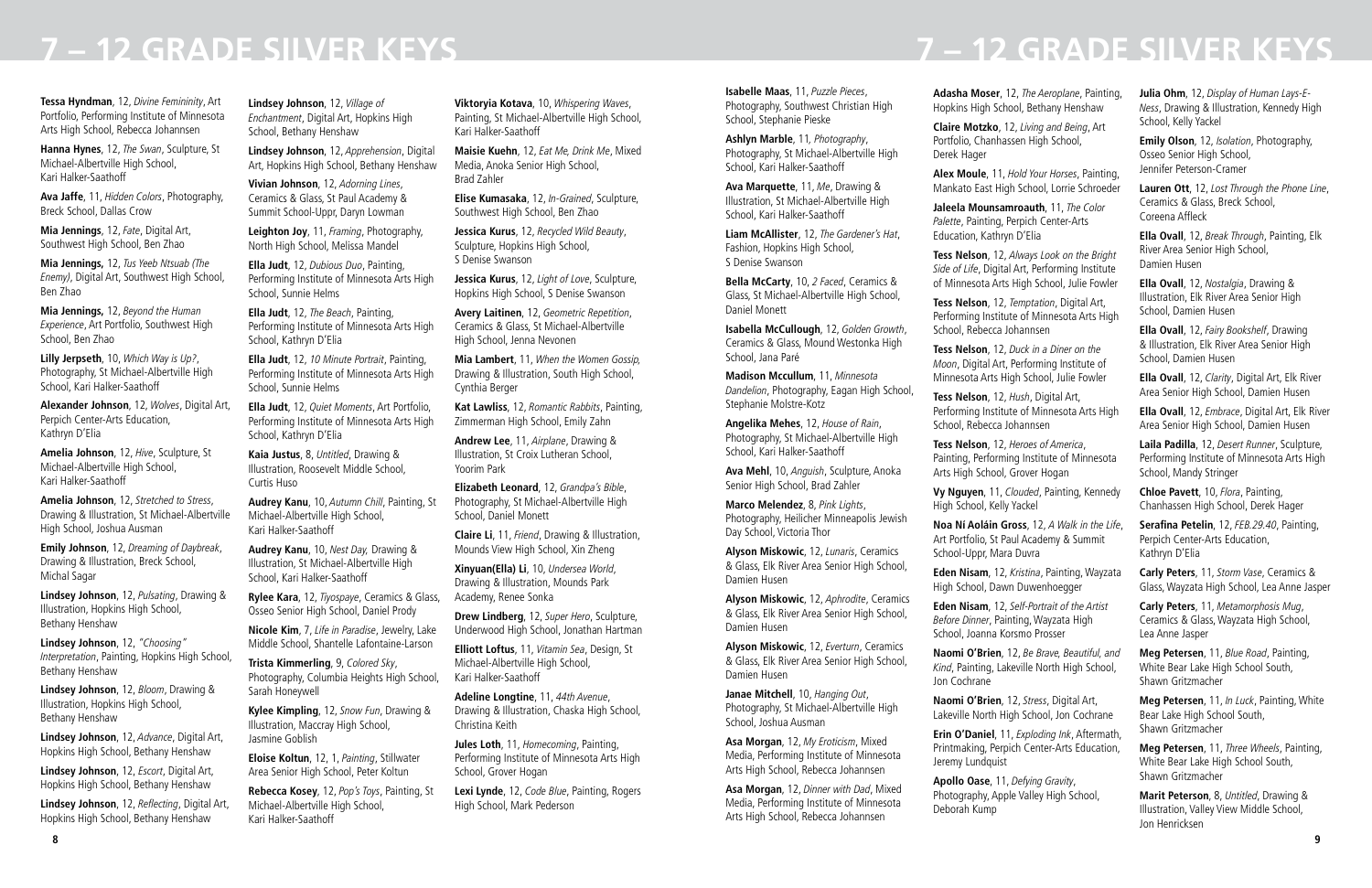# 7 – 12 GRADE SILVER KEYS

**Tessa Hyndman**, 12, *Divine Femininity*, Art Portfolio, Performing Institute of Minnesota Arts High School, Rebecca Johannsen

**Hanna Hynes**, 12, *The Swan*, Sculpture, St Michael-Albertville High School, Kari Halker-Saathoff

**Ava Jaffe**, 11, *Hidden Colors*, Photography, Breck School, Dallas Crow

**Mia Jennings**, 12, *Fate*, Digital Art, Southwest High School, Ben Zhao

**Mia Jennings,** 12, *Tus Yeeb Ntsuab (The Enemy)*, Digital Art, Southwest High School, Ben Zhao

**Mia Jennings,** 12, *Beyond the Human Experience*, Art Portfolio, Southwest High School, Ben Zhao

**Lilly Jerpseth**, 10, *Which Way is Up?*, Photography, St Michael-Albertville High School, Kari Halker-Saathoff

**Alexander Johnson**, 12, *Wolves*, Digital Art, Perpich Center-Arts Education, Kathryn D'Elia

**Amelia Johnson**, 12, *Hive*, Sculpture, St Michael-Albertville High School, Kari Halker-Saathoff

**Amelia Johnson**, 12, *Stretched to Stress*, Drawing & Illustration, St Michael-Albertville High School, Joshua Ausman

**Emily Johnson**, 12, *Dreaming of Daybreak*, Drawing & Illustration, Breck School, Michal Sagar

**Lindsey Johnson**, 12, *Pulsating*, Drawing & Illustration, Hopkins High School, Bethany Henshaw

**Lindsey Johnson**, 12, *"Choosing" Interpretation*, Painting, Hopkins High School, Bethany Henshaw

**Lindsey Johnson**, 12, *Bloom*, Drawing & Illustration, Hopkins High School, Bethany Henshaw

**Lindsey Johnson**, 12, *Advance*, Digital Art, Hopkins High School, Bethany Henshaw

**Lindsey Johnson**, 12, *Escort*, Digital Art, Hopkins High School, Bethany Henshaw

**Lindsey Johnson**, 12, *Reflecting*, Digital Art, Hopkins High School, Bethany Henshaw

**Lindsey Johnson**, 12, *Village of Enchantment*, Digital Art, Hopkins High School, Bethany Henshaw

**Lindsey Johnson**, 12, *Apprehension*, Digital Art, Hopkins High School, Bethany Henshaw

**Vivian Johnson**, 12, *Adorning Lines*, Ceramics & Glass, St Paul Academy & Summit School-Uppr, Daryn Lowman

**Leighton Joy**, 11, *Framing*, Photography, North High School, Melissa Mandel

**Ella Judt**, 12, *Dubious Duo*, Painting, Performing Institute of Minnesota Arts High School, Sunnie Helms

**Ella Judt**, 12, *The Beach*, Painting, Performing Institute of Minnesota Arts High School, Kathryn D'Elia

**Ella Judt**, 12, *10 Minute Portrait*, Painting, Performing Institute of Minnesota Arts High School, Sunnie Helms

**Ella Judt**, 12, *Quiet Moments*, Art Portfolio, Performing Institute of Minnesota Arts High School, Kathryn D'Elia

**Kaia Justus**, 8, *Untitled*, Drawing & Illustration, Roosevelt Middle School, Curtis Huso

**Audrey Kanu**, 10, *Autumn Chill*, Painting, St Michael-Albertville High School, Kari Halker-Saathoff

**Audrey Kanu**, 10, *Nest Day,* Drawing & Illustration, St Michael-Albertville High School, Kari Halker-Saathoff

**Rylee Kara**, 12, *Tiyospaye*, Ceramics & Glass, Osseo Senior High School, Daniel Prody

**Nicole Kim**, 7, *Life in Paradise*, Jewelry, Lake Middle School, Shantelle Lafontaine-Larson

**Trista Kimmerling**, 9, *Colored Sky*, Photography, Columbia Heights High School, Sarah Honeywell

**Kylee Kimpling**, 12, *Snow Fun*, Drawing & Illustration, Maccray High School, Jasmine Goblish

**Eloise Koltun**, 12, 1, *Painting*, Stillwater Area Senior High School, Peter Koltun

**Rebecca Kosey**, 12, *Pop's Toys*, Painting, St Michael-Albertville High School, Kari Halker-Saathoff

**Viktoryia Kotava**, 10, *Whispering Waves*, Painting, St Michael-Albertville High School, Kari Halker-Saathoff

**Maisie Kuehn**, 12, *Eat Me, Drink Me*, Mixed Media, Anoka Senior High School, Brad Zahler

**Elise Kumasaka**, 12, *In-Grained*, Sculpture, Southwest High School, Ben Zhao

**Jessica Kurus**, 12, *Recycled Wild Beauty*, Sculpture, Hopkins High School, S Denise Swanson

**Jessica Kurus**, 12, *Light of Love*, Sculpture, Hopkins High School, S Denise Swanson

**Avery Laitinen**, 12, *Geometric Repetition*, Ceramics & Glass, St Michael-Albertville High School, Jenna Nevonen

**Mia Lambert**, 11, *When the Women Gossip,* Drawing & Illustration, South High School, Cynthia Berger

**Kat Lawliss**, 12, *Romantic Rabbits*, Painting, Zimmerman High School, Emily Zahn

**Andrew Lee**, 11, *Airplane*, Drawing & Illustration, St Croix Lutheran School, Yoorim Park

**Elizabeth Leonard**, 12, *Grandpa's Bible*, Photography, St Michael-Albertville High School, Daniel Monett

**Claire Li**, 11, *Friend*, Drawing & Illustration, Mounds View High School, Xin Zheng

**Xinyuan(Ella) Li**, 10, *Undersea World*, Drawing & Illustration, Mounds Park Academy, Renee Sonka

**Drew Lindberg**, 12, *Super Hero*, Sculpture, Underwood High School, Jonathan Hartman

**Elliott Loftus**, 11, *Vitamin Sea*, Design, St Michael-Albertville High School, Kari Halker-Saathoff

**Adeline Longtine**, 11, *44th Avenue*, Drawing & Illustration, Chaska High School, Christina Keith

**Jules Loth**, 11, *Homecoming*, Painting, Performing Institute of Minnesota Arts High School, Grover Hogan

**Lexi Lynde**, 12, *Code Blue*, Painting, Rogers High School, Mark Pederson

**Isabelle Maas**, 11, *Puzzle Pieces*, Photography, Southwest Christian High School, Stephanie Pieske

**Ashlyn Marble**, 11, *Photography*, Photography, St Michael-Albertville High School, Kari Halker-Saathoff

**Ava Marquette**, 11, *Me*, Drawing & Illustration, St Michael-Albertville High School, Kari Halker-Saathoff

**Liam McAllister**, 12, *The Gardener's Hat*, Fashion, Hopkins High School, S Denise Swanson

**Bella McCarty**, 10, *2 Faced*, Ceramics & Glass, St Michael-Albertville High School, Daniel Monett

**Isabella McCullough**, 12, *Golden Growth*, Ceramics & Glass, Mound Westonka High School, Jana Paré

**Madison Mccullum**, 11, *Minnesota Dandelion*, Photography, Eagan High School, Stephanie Molstre-Kotz

**Angelika Mehes**, 12, *House of Rain*, Photography, St Michael-Albertville High School, Kari Halker-Saathoff

**Ava Mehl**, 10, *Anguish*, Sculpture, Anoka Senior High School, Brad Zahler

**Marco Melendez**, 8, *Pink Lights*, Photography, Heilicher Minneapolis Jewish Day School, Victoria Thor

**Alyson Miskowic**, 12, *Lunaris*, Ceramics & Glass, Elk River Area Senior High School, Damien Husen

**Alyson Miskowic**, 12, *Aphrodite*, Ceramics & Glass, Elk River Area Senior High School, Damien Husen

**Alyson Miskowic**, 12, *Everturn*, Ceramics & Glass, Elk River Area Senior High School, Damien Husen

**Janae Mitchell**, 10, *Hanging Out*, Photography, St Michael-Albertville High School, Joshua Ausman

**Asa Morgan**, 12, *My Eroticism*, Mixed Media, Performing Institute of Minnesota Arts High School, Rebecca Johannsen

**Asa Morgan**, 12, *Dinner with Dad*, Mixed Media, Performing Institute of Minnesota Arts High School, Rebecca Johannsen

**Adasha Moser**, 12, *The Aeroplane*, Painting, Hopkins High School, Bethany Henshaw

**Claire Motzko**, 12, *Living and Being*, Art Portfolio, Chanhassen High School, Derek Hager

**Alex Moule**, 11, *Hold Your Horses*, Painting, Mankato East High School, Lorrie Schroeder

**Jaleela Mounsamroauth**, 11, *The Color Palette*, Painting, Perpich Center-Arts Education, Kathryn D'Elia

**Tess Nelson**, 12, *Always Look on the Bright Side of Life*, Digital Art, Performing Institute of Minnesota Arts High School, Julie Fowler

**Tess Nelson**, 12, *Temptation*, Digital Art, Performing Institute of Minnesota Arts High School, Rebecca Johannsen

**Tess Nelson**, 12, *Duck in a Diner on the Moon*, Digital Art, Performing Institute of Minnesota Arts High School, Julie Fowler

**Tess Nelson**, 12, *Hush*, Digital Art, Performing Institute of Minnesota Arts High School, Rebecca Johannsen

**Tess Nelson**, 12, *Heroes of America*, Painting, Performing Institute of Minnesota Arts High School, Grover Hogan

**Vy Nguyen**, 11, *Clouded*, Painting, Kennedy High School, Kelly Yackel

**Noa Ní Aoláin Gross**, 12, *A Walk in the Life*, Art Portfolio, St Paul Academy & Summit School-Uppr, Mara Duvra

**Eden Nisam**, 12, *Kristina*, Painting, Wayzata High School, Dawn Duwenhoegger

**Eden Nisam**, 12, *Self-Portrait of the Artist Before Dinner*, Painting, Wayzata High School, Joanna Korsmo Prosser

**Naomi O'Brien**, 12, *Be Brave, Beautiful, and Kind*, Painting, Lakeville North High School, Jon Cochrane

**Naomi O'Brien**, 12, *Stress*, Digital Art, Lakeville North High School, Jon Cochrane

**Erin O'Daniel**, 11, *Exploding Ink*, Aftermath, Printmaking, Perpich Center-Arts Education, Jeremy Lundquist

**Apollo Oase**, 11, *Defying Gravity*, Photography, Apple Valley High School, Deborah Kump

**Julia Ohm**, 12, *Display of Human Lays-E-Ness*, Drawing & Illustration, Kennedy High School, Kelly Yackel

**Emily Olson**, 12, *Isolation*, Photography, Osseo Senior High School, Jennifer Peterson-Cramer

**Lauren Ott**, 12, *Lost Through the Phone Line*, Ceramics & Glass, Breck School, Coreena Affleck

**Ella Ovall**, 12, *Break Through*, Painting, Elk River Area Senior High School, Damien Husen

**Ella Ovall**, 12, *Nostalgia*, Drawing & Illustration, Elk River Area Senior High School, Damien Husen

**Ella Ovall**, 12, *Fairy Bookshelf*, Drawing & Illustration, Elk River Area Senior High School, Damien Husen

**Ella Ovall**, 12, *Clarity*, Digital Art, Elk River Area Senior High School, Damien Husen

**Ella Ovall**, 12, *Embrace*, Digital Art, Elk River Area Senior High School, Damien Husen

**Laila Padilla**, 12, *Desert Runner*, Sculpture, Performing Institute of Minnesota Arts High School, Mandy Stringer

**Chloe Pavett**, 10, *Flora*, Painting, Chanhassen High School, Derek Hager

**Serafina Petelin**, 12, *FEB.29.40*, Painting, Perpich Center-Arts Education, Kathryn D'Elia

**Carly Peters**, 11, *Storm Vase*, Ceramics & Glass, Wayzata High School, Lea Anne Jasper

**Carly Peters**, 11, *Metamorphosis Mug*, Ceramics & Glass, Wayzata High School, Lea Anne Jasper

**Meg Petersen**, 11, *Blue Road*, Painting, White Bear Lake High School South, Shawn Gritzmacher

**Meg Petersen**, 11, *In Luck*, Painting, White Bear Lake High School South, Shawn Gritzmacher

**Meg Petersen**, 11, *Three Wheels*, Painting, White Bear Lake High School South, Shawn Gritzmacher

**Marit Peterson**, 8, *Untitled*, Drawing & Illustration, Valley View Middle School, Jon Henricksen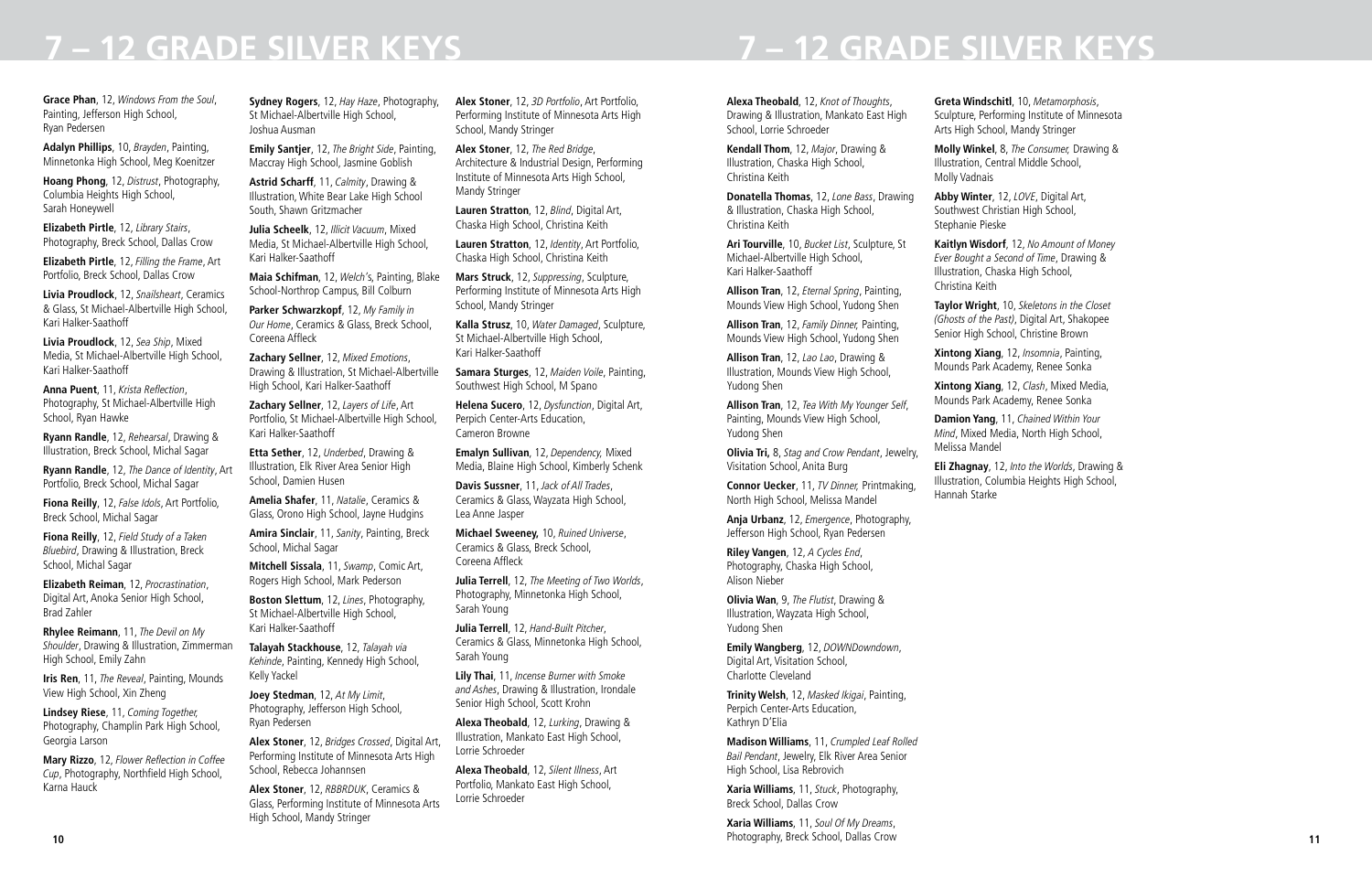# 7 – 12 GRADE SILVER KEYS

**Grace Phan**, 12, *Windows From the Soul*, Painting, Jefferson High School, Ryan Pedersen

**Adalyn Phillips**, 10, *Brayden*, Painting, Minnetonka High School, Meg Koenitzer

**Hoang Phong**, 12, *Distrust*, Photography, Columbia Heights High School, Sarah Honeywell

**Elizabeth Pirtle**, 12, *Library Stairs*, Photography, Breck School, Dallas Crow

**Elizabeth Pirtle**, 12, *Filling the Frame*, Art Portfolio, Breck School, Dallas Crow

**Livia Proudlock**, 12, *Snailsheart*, Ceramics & Glass, St Michael-Albertville High School, Kari Halker-Saathoff

**Livia Proudlock**, 12, *Sea Ship*, Mixed Media, St Michael-Albertville High School, Kari Halker-Saathoff

**Anna Puent**, 11, *Krista Reflection*, Photography, St Michael-Albertville High School, Ryan Hawke

**Ryann Randle**, 12, *Rehearsal*, Drawing & Illustration, Breck School, Michal Sagar

**Ryann Randle**, 12, *The Dance of Identity*, Art Portfolio, Breck School, Michal Sagar

**Fiona Reilly**, 12, *False Idols*, Art Portfolio, Breck School, Michal Sagar

**Fiona Reilly**, 12, *Field Study of a Taken Bluebird*, Drawing & Illustration, Breck School, Michal Sagar

**Elizabeth Reiman**, 12, *Procrastination*, Digital Art, Anoka Senior High School, Brad Zahler

**Rhylee Reimann**, 11, *The Devil on My Shoulder*, Drawing & Illustration, Zimmerman High School, Emily Zahn

**Iris Ren**, 11, *The Reveal*, Painting, Mounds View High School, Xin Zheng

**Lindsey Riese**, 11, *Coming Together*, Photography, Champlin Park High School, Georgia Larson

**Mary Rizzo**, 12, *Flower Reflection in Coffee Cup*, Photography, Northfield High School, Karna Hauck

**Sydney Rogers**, 12, *Hay Haze*, Photography, St Michael-Albertville High School, Joshua Ausman

**Emily Santjer**, 12, *The Bright Side*, Painting, Maccray High School, Jasmine Goblish

**Astrid Scharff**, 11, *Calmity*, Drawing & Illustration, White Bear Lake High School South, Shawn Gritzmacher

**Julia Scheelk**, 12, *Illicit Vacuum*, Mixed Media, St Michael-Albertville High School, Kari Halker-Saathoff

**Maia Schifman**, 12, *Welch's*, Painting, Blake School-Northrop Campus, Bill Colburn

**Parker Schwarzkopf**, 12, *My Family in Our Home*, Ceramics & Glass, Breck School, Coreena Affleck

**Zachary Sellner**, 12, *Mixed Emotions*, Drawing & Illustration, St Michael-Albertville High School, Kari Halker-Saathoff

**Zachary Sellner**, 12, *Layers of Life*, Art Portfolio, St Michael-Albertville High School, Kari Halker-Saathoff

**Etta Sether**, 12, *Underbed*, Drawing & Illustration, Elk River Area Senior High School, Damien Husen

**Amelia Shafer**, 11, *Natalie*, Ceramics & Glass, Orono High School, Jayne Hudgins

**Amira Sinclair**, 11, *Sanity*, Painting, Breck School, Michal Sagar

**Mitchell Sissala**, 11, *Swamp*, Comic Art, Rogers High School, Mark Pederson

**Boston Slettum**, 12, *Lines*, Photography, St Michael-Albertville High School, Kari Halker-Saathoff

**Talayah Stackhouse**, 12, *Talayah via Kehinde*, Painting, Kennedy High School, Kelly Yackel

**Joey Stedman**, 12, *At My Limit*, Photography, Jefferson High School, Ryan Pedersen

**Alex Stoner**, 12, *Bridges Crossed*, Digital Art, Performing Institute of Minnesota Arts High School, Rebecca Johannsen

**Alex Stoner**, 12, *RBBRDUK*, Ceramics & Glass, Performing Institute of Minnesota Arts High School, Mandy Stringer

**Alex Stoner**, 12, *3D Portfolio*, Art Portfolio, Performing Institute of Minnesota Arts High School, Mandy Stringer

**Alex Stoner**, 12, *The Red Bridge*, Architecture & Industrial Design, Performing Institute of Minnesota Arts High School, Mandy Stringer

**Lauren Stratton**, 12, *Blind*, Digital Art, Chaska High School, Christina Keith

**Lauren Stratton**, 12, *Identity*, Art Portfolio, Chaska High School, Christina Keith

**Mars Struck**, 12, *Suppressing*, Sculpture, Performing Institute of Minnesota Arts High School, Mandy Stringer

**Kalla Strusz**, 10, *Water Damaged*, Sculpture, St Michael-Albertville High School, Kari Halker-Saathoff

**Samara Sturges**, 12, *Maiden Voile*, Painting, Southwest High School, M Spano

**Helena Sucero**, 12, *Dysfunction*, Digital Art, Perpich Center-Arts Education, Cameron Browne

**Emalyn Sullivan**, 12, *Dependency*, Mixed Media, Blaine High School, Kimberly Schenk

**Davis Sussner**, 11, *Jack of All Trades*, Ceramics & Glass, Wayzata High School, Lea Anne Jasper

**Michael Sweeney**, 10, *Ruined Universe*, Ceramics & Glass, Breck School, Coreena Affleck

**Julia Terrell**, 12, *The Meeting of Two Worlds*, Photography, Minnetonka High School, Sarah Young

**Julia Terrell**, 12, *Hand-Built Pitcher*, Ceramics & Glass, Minnetonka High School, Sarah Young

**Lily Thai**, 11, *Incense Burner with Smoke and Ashes*, Drawing & Illustration, Irondale Senior High School, Scott Krohn

**Alexa Theobald**, 12, *Lurking*, Drawing & Illustration, Mankato East High School, Lorrie Schroeder

**Alexa Theobald**, 12, *Silent Illness*, Art Portfolio, Mankato East High School, Lorrie Schroeder

**Alexa Theobald**, 12, *Knot of Thoughts*, Drawing & Illustration, Mankato East High School, Lorrie Schroeder

**Kendall Thom**, 12, *Major*, Drawing & Illustration, Chaska High School, Christina Keith

**Donatella Thomas**, 12, *Lone Bass*, Drawing & Illustration, Chaska High School, Christina Keith

**Ari Tourville**, 10, *Bucket List*, Sculpture, St Michael-Albertville High School, Kari Halker-Saathoff

**Allison Tran**, 12, *Eternal Spring*, Painting, Mounds View High School, Yudong Shen

**Allison Tran**, 12, *Family Dinner*, Painting, Mounds View High School, Yudong Shen

**Allison Tran**, 12, *Lao Lao*, Drawing & Illustration, Mounds View High School, Yudong Shen

**Allison Tran**, 12, *Tea With My Younger Self*, Painting, Mounds View High School, Yudong Shen

**Olivia Tri**, 8, *Stag and Crow Pendant*, Jewelry, Visitation School, Anita Burg

**Connor Uecker**, 11, *TV Dinner*, Printmaking, North High School, Melissa Mandel

**Anja Urbanz**, 12, *Emergence*, Photography, Jefferson High School, Ryan Pedersen

**Riley Vangen**, 12, *A Cycles End*, Photography, Chaska High School, Alison Nieber

**Olivia Wan**, 9, *The Flutist*, Drawing & Illustration, Wayzata High School, Yudong Shen

**Emily Wangberg**, 12, *DOWNDowndown*, Digital Art, Visitation School, Charlotte Cleveland

**Trinity Welsh**, 12, *Masked Ikigai*, Painting, Perpich Center-Arts Education, Kathryn D'Elia

**Madison Williams**, 11, *Crumpled Leaf Rolled Bail Pendant*, Jewelry, Elk River Area Senior High School, Lisa Rebrovich

**Xaria Williams**, 11, *Stuck*, Photography, Breck School, Dallas Crow

**Xaria Williams**, 11, *Soul Of My Dreams*, Photography, Breck School, Dallas Crow

**Greta Windschitl**, 10, *Metamorphosis*, Sculpture, Performing Institute of Minnesota Arts High School, Mandy Stringer

**Molly Winkel**, 8, *The Consumer*, Drawing & Illustration, Central Middle School, Molly Vadnais

**Abby Winter**, 12, *LOVE*, Digital Art, Southwest Christian High School, Stephanie Pieske

**Kaitlyn Wisdorf**, 12, *No Amount of Money Ever Bought a Second of Time*, Drawing & Illustration, Chaska High School, Christina Keith

**Taylor Wright**, 10, *Skeletons in the Closet (Ghosts of the Past)*, Digital Art, Shakopee Senior High School, Christine Brown

**Xintong Xiang**, 12, *Insomnia*, Painting, Mounds Park Academy, Renee Sonka

**Xintong Xiang**, 12, *Clash*, Mixed Media, Mounds Park Academy, Renee Sonka

**Damion Yang**, 11, *Chained Within Your Mind*, Mixed Media, North High School, Melissa Mandel

**Eli Zhagnay**, 12, *Into the Worlds*, Drawing & Illustration, Columbia Heights High School, Hannah Starke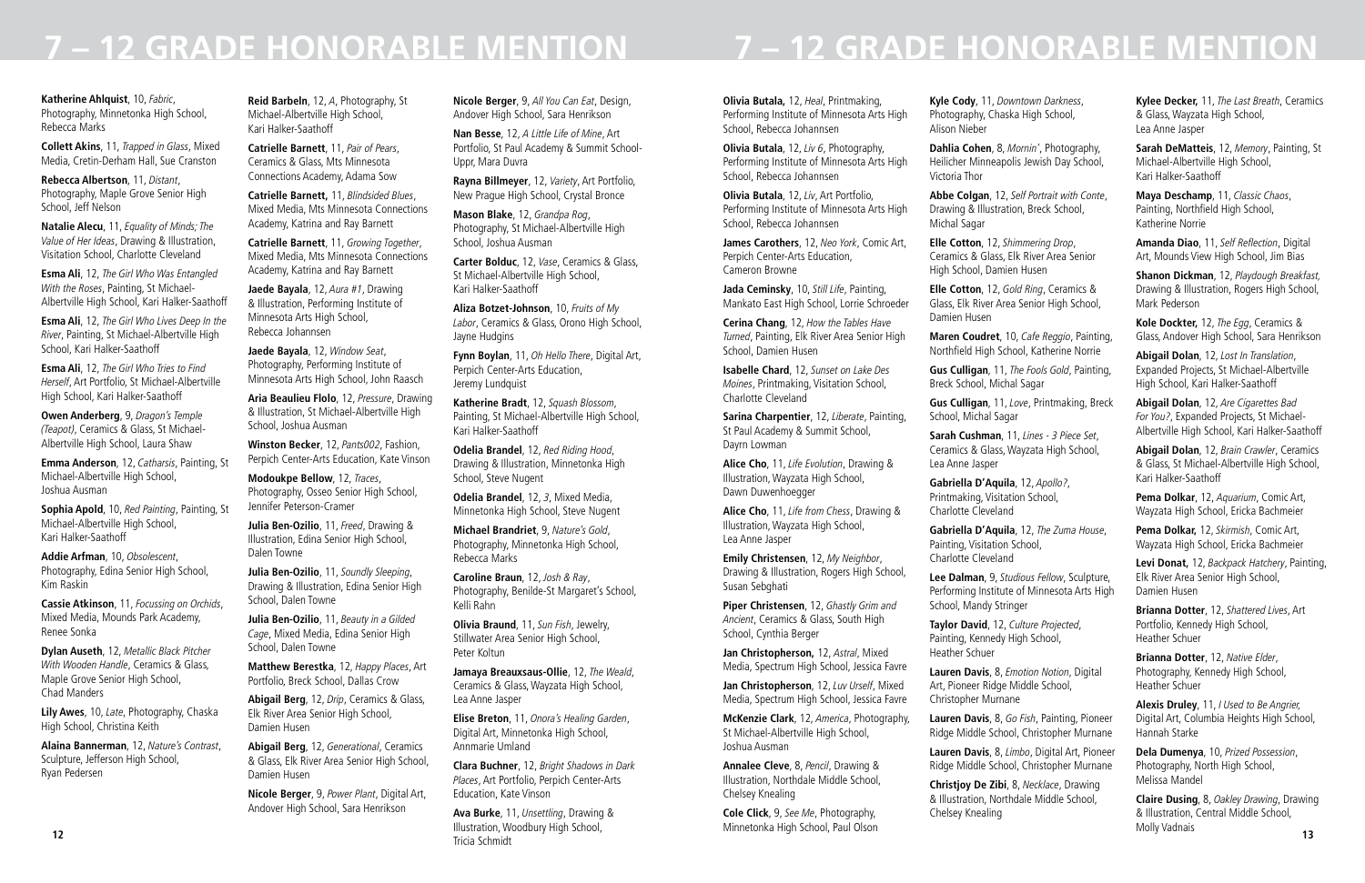# 7 – 12 GRADE HONORABLE MENTION

**Katherine Ahlquist**, 10, *Fabric*, Photography, Minnetonka High School, Rebecca Marks

**Collett Akins**, 11, *Trapped in Glass*, Mixed Media, Cretin-Derham Hall, Sue Cranston

**Rebecca Albertson**, 11, *Distant*, Photography, Maple Grove Senior High School, Jeff Nelson

**Natalie Alecu**, 11, *Equality of Minds; The Value of Her Ideas*, Drawing & Illustration, Visitation School, Charlotte Cleveland

**Esma Ali**, 12, *The Girl Who Was Entangled With the Roses*, Painting, St Michael-Albertville High School, Kari Halker-Saathoff

**Esma Ali**, 12, *The Girl Who Lives Deep In the River*, Painting, St Michael-Albertville High School, Kari Halker-Saathoff

**Esma Ali**, 12, *The Girl Who Tries to Find Herself*, Art Portfolio, St Michael-Albertville High School, Kari Halker-Saathoff

**Owen Anderberg**, 9, *Dragon's Temple (Teapot)*, Ceramics & Glass, St Michael-Albertville High School, Laura Shaw

**Emma Anderson**, 12, *Catharsis*, Painting, St Michael-Albertville High School, Joshua Ausman

**Sophia Apold**, 10, *Red Painting*, Painting, St Michael-Albertville High School, Kari Halker-Saathoff

**Addie Arfman**, 10, *Obsolescent*, Photography, Edina Senior High School, Kim Raskin

**Cassie Atkinson**, 11, *Focussing on Orchids*, Mixed Media, Mounds Park Academy, Renee Sonka

**Dylan Auseth**, 12, *Metallic Black Pitcher With Wooden Handle*, Ceramics & Glass, Maple Grove Senior High School, Chad Manders

**Lily Awes**, 10, *Late*, Photography, Chaska High School, Christina Keith

**Alaina Bannerman**, 12, *Nature's Contrast*, Sculpture, Jefferson High School, Ryan Pedersen

**Reid Barbeln**, 12, *A*, Photography, St Michael-Albertville High School, Kari Halker-Saathoff

**Catrielle Barnett**, 11, *Pair of Pears*, Ceramics & Glass, Mts Minnesota Connections Academy, Adama Sow

**Catrielle Barnett,** 11, *Blindsided Blues*, Mixed Media, Mts Minnesota Connections Academy, Katrina and Ray Barnett

**Catrielle Barnett**, 11, *Growing Together*, Mixed Media, Mts Minnesota Connections Academy, Katrina and Ray Barnett

**Jaede Bayala**, 12, *Aura #1*, Drawing & Illustration, Performing Institute of Minnesota Arts High School, Rebecca Johannsen

**Jaede Bayala**, 12, *Window Seat*, Photography, Performing Institute of Minnesota Arts High School, John Raasch

**Aria Beaulieu Flolo**, 12, *Pressure*, Drawing & Illustration, St Michael-Albertville High School, Joshua Ausman

**Winston Becker**, 12, *Pants002*, Fashion, Perpich Center-Arts Education, Kate Vinson

**Modoukpe Bellow**, 12, *Traces*, Photography, Osseo Senior High School, Jennifer Peterson-Cramer

**Julia Ben-Ozilio**, 11, *Freed*, Drawing & Illustration, Edina Senior High School, Dalen Towne

**Julia Ben-Ozilio**, 11, *Soundly Sleeping*, Drawing & Illustration, Edina Senior High School, Dalen Towne

**Julia Ben-Ozilio**, 11, *Beauty in a Gilded Cage*, Mixed Media, Edina Senior High School, Dalen Towne

**Matthew Berestka**, 12, *Happy Places*, Art Portfolio, Breck School, Dallas Crow

**Abigail Berg**, 12, *Drip*, Ceramics & Glass, Elk River Area Senior High School, Damien Husen

**Abigail Berg**, 12, *Generational*, Ceramics & Glass, Elk River Area Senior High School, Damien Husen

**Nicole Berger**, 9, *Power Plant*, Digital Art, Andover High School, Sara Henrikson

**Nicole Berger**, 9, *All You Can Eat*, Design, Andover High School, Sara Henrikson

**Nan Besse**, 12, *A Little Life of Mine*, Art Portfolio, St Paul Academy & Summit School-Uppr, Mara Duvra

**Rayna Billmeyer**, 12, *Variety*, Art Portfolio, New Prague High School, Crystal Bronce

**Mason Blake**, 12, *Grandpa Rog*, Photography, St Michael-Albertville High School, Joshua Ausman

**Carter Bolduc**, 12, *Vase*, Ceramics & Glass, St Michael-Albertville High School, Kari Halker-Saathoff

**Aliza Botzet-Johnson**, 10, *Fruits of My Labor*, Ceramics & Glass, Orono High School, Jayne Hudgins

**Fynn Boylan**, 11, *Oh Hello There*, Digital Art, Perpich Center-Arts Education, Jeremy Lundquist

**Katherine Bradt**, 12, *Squash Blossom*, Painting, St Michael-Albertville High School, Kari Halker-Saathoff

**Odelia Brandel**, 12, *Red Riding Hood*, Drawing & Illustration, Minnetonka High School, Steve Nugent

**Odelia Brandel**, 12, *3*, Mixed Media, Minnetonka High School, Steve Nugent

**Michael Brandriet**, 9, *Nature's Gold*, Photography, Minnetonka High School, Rebecca Marks

**Caroline Braun**, 12, *Josh & Ray*, Photography, Benilde-St Margaret's School, Kelli Rahn

**Olivia Braund**, 11, *Sun Fish*, Jewelry, Stillwater Area Senior High School, Peter Koltun

**Jamaya Breauxsaus-Ollie**, 12, *The Weald*, Ceramics & Glass, Wayzata High School, Lea Anne Jasper

**Elise Breton**, 11, *Onora's Healing Garden*, Digital Art, Minnetonka High School, Annmarie Umland

**Clara Buchner**, 12, *Bright Shadows in Dark Places*, Art Portfolio, Perpich Center-Arts Education, Kate Vinson

**Ava Burke**, 11, *Unsettling*, Drawing & Illustration, Woodbury High School, Tricia Schmidt

**Olivia Butala,** 12, *Heal*, Printmaking, Performing Institute of Minnesota Arts High School, Rebecca Johannsen

**Olivia Butala**, 12, *Liv 6*, Photography, Performing Institute of Minnesota Arts High School, Rebecca Johannsen

**Olivia Butala**, 12, *Liv*, Art Portfolio, Performing Institute of Minnesota Arts High School, Rebecca Johannsen

**James Carothers**, 12, *Neo York*, Comic Art, Perpich Center-Arts Education, Cameron Browne

**Jada Ceminsky**, 10, *Still Life*, Painting, Mankato East High School, Lorrie Schroeder

**Cerina Chang**, 12, *How the Tables Have Turned*, Painting, Elk River Area Senior High School, Damien Husen

**Isabelle Chard**, 12, *Sunset on Lake Des Moines*, Printmaking, Visitation School, Charlotte Cleveland

**Sarina Charpentier**, 12, *Liberate*, Painting, St Paul Academy & Summit School, Dayrn Lowman

**Alice Cho**, 11, *Life Evolution*, Drawing & Illustration, Wayzata High School, Dawn Duwenhoegger

**Alice Cho**, 11, *Life from Chess*, Drawing & Illustration, Wayzata High School, Lea Anne Jasper

**Emily Christensen**, 12, *My Neighbor*, Drawing & Illustration, Rogers High School, Susan Sebghati

**Piper Christensen**, 12, *Ghastly Grim and Ancient*, Ceramics & Glass, South High School, Cynthia Berger

**Jan Christopherson,** 12, *Astral*, Mixed Media, Spectrum High School, Jessica Favre

**Jan Christopherson**, 12, *Luv Urself*, Mixed Media, Spectrum High School, Jessica Favre

**McKenzie Clark**, 12, *America*, Photography, St Michael-Albertville High School, Joshua Ausman

**Annalee Cleve**, 8, *Pencil*, Drawing & Illustration, Northdale Middle School, Chelsey Knealing

**Cole Click**, 9, *See Me*, Photography, Minnetonka High School, Paul Olson

**Kyle Cody**, 11, *Downtown Darkness*, Photography, Chaska High School, Alison Nieber

**Dahlia Cohen**, 8, *Mornin'*, Photography, Heilicher Minneapolis Jewish Day School, Victoria Thor

**Abbe Colgan**, 12, *Self Portrait with Conte*, Drawing & Illustration, Breck School, Michal Sagar

**Elle Cotton**, 12, *Shimmering Drop*, Ceramics & Glass, Elk River Area Senior High School, Damien Husen

**Elle Cotton**, 12, *Gold Ring*, Ceramics & Glass, Elk River Area Senior High School, Damien Husen

**Maren Coudret**, 10, *Cafe Reggio*, Painting, Northfield High School, Katherine Norrie

**Gus Culligan**, 11, *The Fools Gold*, Painting, Breck School, Michal Sagar

**Gus Culligan**, 11, *Love*, Printmaking, Breck School, Michal Sagar

**Sarah Cushman**, 11, *Lines - 3 Piece Set*, Ceramics & Glass, Wayzata High School, Lea Anne Jasper

**Gabriella D'Aquila**, 12, *Apollo?*, Printmaking, Visitation School, Charlotte Cleveland

**Gabriella D'Aquila**, 12, *The Zuma House*, Painting, Visitation School, Charlotte Cleveland

**Lee Dalman**, 9, *Studious Fellow*, Sculpture, Performing Institute of Minnesota Arts High School, Mandy Stringer

**Taylor David**, 12, *Culture Projected*, Painting, Kennedy High School, Heather Schuer

**Lauren Davis**, 8, *Emotion Notion*, Digital Art, Pioneer Ridge Middle School, Christopher Murnane

**Lauren Davis**, 8, *Go Fish*, Painting, Pioneer Ridge Middle School, Christopher Murnane

**Lauren Davis**, 8, *Limbo*, Digital Art, Pioneer Ridge Middle School, Christopher Murnane

**Christjoy De Zibi**, 8, *Necklace*, Drawing & Illustration, Northdale Middle School, Chelsey Knealing

**Kylee Decker,** 11, *The Last Breath*, Ceramics & Glass, Wayzata High School, Lea Anne Jasper

**Sarah DeMatteis**, 12, *Memory*, Painting, St Michael-Albertville High School, Kari Halker-Saathoff

**Maya Deschamp**, 11, *Classic Chaos*, Painting, Northfield High School, Katherine Norrie

**Amanda Diao**, 11, *Self Reflection*, Digital Art, Mounds View High School, Jim Bias

**Shanon Dickman**, 12, *Playdough Breakfast,* Drawing & Illustration, Rogers High School, Mark Pederson

**Kole Dockter,** 12, *The Egg*, Ceramics & Glass, Andover High School, Sara Henrikson

**Abigail Dolan**, 12, *Lost In Translation*, Expanded Projects, St Michael-Albertville High School, Kari Halker-Saathoff

**Abigail Dolan**, 12, *Are Cigarettes Bad For You?*, Expanded Projects, St Michael-Albertville High School, Kari Halker-Saathoff

**Abigail Dolan**, 12, *Brain Crawler*, Ceramics & Glass, St Michael-Albertville High School, Kari Halker-Saathoff

**Pema Dolkar**, 12, *Aquarium*, Comic Art, Wayzata High School, Ericka Bachmeier

**Pema Dolkar,** 12, *Skirmish*, Comic Art, Wayzata High School, Ericka Bachmeier

**Levi Donat,** 12, *Backpack Hatchery*, Painting, Elk River Area Senior High School, Damien Husen

**Brianna Dotter**, 12, *Shattered Lives*, Art Portfolio, Kennedy High School, Heather Schuer

**Brianna Dotter**, 12, *Native Elder*, Photography, Kennedy High School, Heather Schuer

**Alexis Druley**, 11, *I Used to Be Angrier,* Digital Art, Columbia Heights High School, Hannah Starke

**Dela Dumenya**, 10, *Prized Possession*, Photography, North High School, Melissa Mandel

**Claire Dusing**, 8, *Oakley Drawing*, Drawing & Illustration, Central Middle School, Molly Vadnais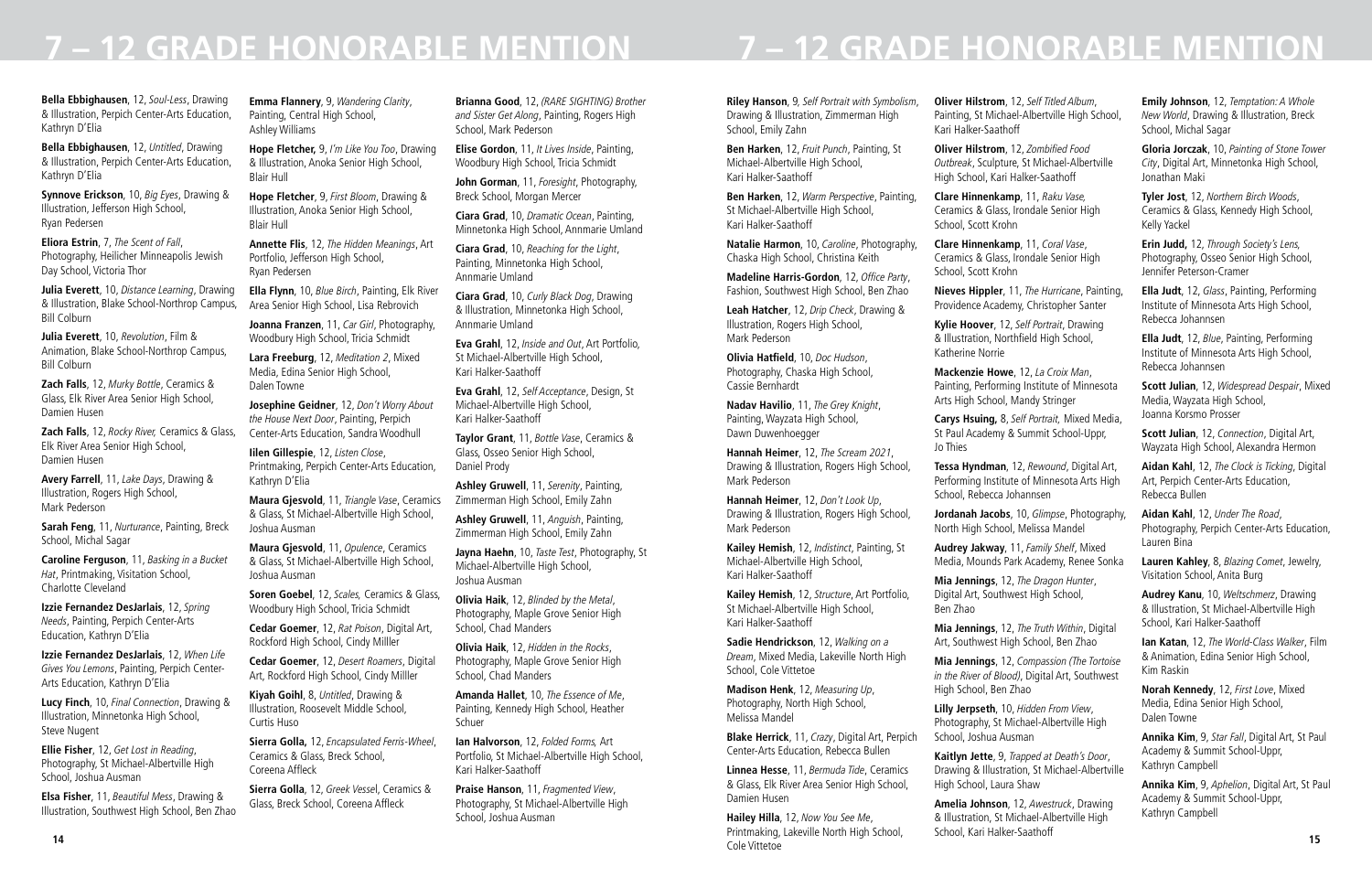# 7 – 12 GRADE HONORABLE MENTION

**Bella Ebbighausen**, 12, *Soul-Less*, Drawing & Illustration, Perpich Center-Arts Education, Kathryn D'Elia

**Bella Ebbighausen**, 12, *Untitled*, Drawing & Illustration, Perpich Center-Arts Education, Kathryn D'Elia

**Synnove Erickson**, 10, *Big Eyes*, Drawing & Illustration, Jefferson High School, Ryan Pedersen

**Eliora Estrin**, 7, *The Scent of Fall*, Photography, Heilicher Minneapolis Jewish Day School, Victoria Thor

**Julia Everett**, 10, *Distance Learning*, Drawing & Illustration, Blake School-Northrop Campus, Bill Colburn

**Julia Everett**, 10, *Revolution*, Film & Animation, Blake School-Northrop Campus, Bill Colburn

**Zach Falls**, 12, *Murky Bottle*, Ceramics & Glass, Elk River Area Senior High School, Damien Husen

**Zach Falls**, 12, *Rocky River,* Ceramics & Glass, Elk River Area Senior High School, Damien Husen

**Avery Farrell**, 11, *Lake Days*, Drawing & Illustration, Rogers High School, Mark Pederson

**Sarah Feng**, 11, *Nurturance*, Painting, Breck School, Michal Sagar

**Caroline Ferguson**, 11, *Basking in a Bucket Hat*, Printmaking, Visitation School, Charlotte Cleveland

**Izzie Fernandez DesJarlais**, 12, *Spring Needs*, Painting, Perpich Center-Arts Education, Kathryn D'Elia

**Izzie Fernandez DesJarlais**, 12, *When Life Gives You Lemons*, Painting, Perpich Center-Arts Education, Kathryn D'Elia

**Lucy Finch**, 10, *Final Connection*, Drawing & Illustration, Minnetonka High School, Steve Nugent

**Ellie Fisher**, 12, *Get Lost in Reading*, Photography, St Michael-Albertville High School, Joshua Ausman

**Elsa Fisher**, 11, *Beautiful Mess*, Drawing & Illustration, Southwest High School, Ben Zhao

**Emma Flannery**, 9, *Wandering Clarity*, Painting, Central High School, Ashley Williams

**Hope Fletcher,** 9, *I'm Like You Too*, Drawing & Illustration, Anoka Senior High School, Blair Hull

**Hope Fletcher**, 9, *First Bloom*, Drawing & Illustration, Anoka Senior High School, Blair Hull

**Annette Flis**, 12, *The Hidden Meanings*, Art Portfolio, Jefferson High School, Ryan Pedersen

**Ella Flynn**, 10, *Blue Birch*, Painting, Elk River Area Senior High School, Lisa Rebrovich

**Joanna Franzen**, 11, *Car Girl*, Photography, Woodbury High School, Tricia Schmidt

**Lara Freeburg**, 12, *Meditation 2*, Mixed Media, Edina Senior High School, Dalen Towne

**Josephine Geidner**, 12, *Don't Worry About the House Next Door*, Painting, Perpich Center-Arts Education, Sandra Woodhull

**Iilen Gillespie**, 12, *Listen Close*, Printmaking, Perpich Center-Arts Education, Kathryn D'Elia

**Maura Gjesvold**, 11, *Triangle Vase*, Ceramics & Glass, St Michael-Albertville High School, Joshua Ausman

**Maura Gjesvold**, 11, *Opulence*, Ceramics & Glass, St Michael-Albertville High School, Joshua Ausman

**Soren Goebel**, 12, *Scales,* Ceramics & Glass, Woodbury High School, Tricia Schmidt

**Cedar Goemer**, 12, *Rat Poison*, Digital Art, Rockford High School, Cindy Milller

**Cedar Goemer**, 12, *Desert Roamers*, Digital Art, Rockford High School, Cindy Milller

**Kiyah Goihl**, 8, *Untitled*, Drawing & Illustration, Roosevelt Middle School, Curtis Huso

**Sierra Golla,** 12, *Encapsulated Ferris-Wheel*, Ceramics & Glass, Breck School, Coreena Affleck

**Sierra Golla**, 12, *Greek Vessel*, Ceramics & Glass, Breck School, Coreena Affleck

**Brianna Good**, 12, *(RARE SIGHTING) Brother and Sister Get Along*, Painting, Rogers High School, Mark Pederson

**Elise Gordon**, 11, *It Lives Inside*, Painting, Woodbury High School, Tricia Schmidt

**John Gorman**, 11, *Foresight*, Photography, Breck School, Morgan Mercer

**Ciara Grad**, 10, *Dramatic Ocean*, Painting, Minnetonka High School, Annmarie Umland

**Ciara Grad**, 10, *Reaching for the Light*, Painting, Minnetonka High School, Annmarie Umland

**Ciara Grad**, 10, *Curly Black Dog*, Drawing & Illustration, Minnetonka High School, Annmarie Umland

**Eva Grahl**, 12, *Inside and Out*, Art Portfolio, St Michael-Albertville High School, Kari Halker-Saathoff

**Eva Grahl**, 12, *Self Acceptance*, Design, St Michael-Albertville High School, Kari Halker-Saathoff

**Taylor Grant**, 11, *Bottle Vase*, Ceramics & Glass, Osseo Senior High School, Daniel Prody

**Ashley Gruwell**, 11, *Serenity*, Painting, Zimmerman High School, Emily Zahn

**Ashley Gruwell**, 11, *Anguish*, Painting, Zimmerman High School, Emily Zahn

**Jayna Haehn**, 10, *Taste Test*, Photography, St Michael-Albertville High School, Joshua Ausman

**Olivia Haik**, 12, *Blinded by the Metal*, Photography, Maple Grove Senior High School, Chad Manders

**Olivia Haik**, 12, *Hidden in the Rocks*, Photography, Maple Grove Senior High School, Chad Manders

**Amanda Hallet**, 10, *The Essence of Me*, Painting, Kennedy High School, Heather Schuer

**Ian Halvorson**, 12, *Folded Forms,* Art Portfolio, St Michael-Albertville High School, Kari Halker-Saathoff

**Praise Hanson**, 11, *Fragmented View*, Photography, St Michael-Albertville High School, Joshua Ausman

**Riley Hanson**, 9, *Self Portrait with Symbolism*, Drawing & Illustration, Zimmerman High School, Emily Zahn

**Ben Harken**, 12, *Fruit Punch*, Painting, St Michael-Albertville High School, Kari Halker-Saathoff

**Ben Harken**, 12, *Warm Perspective*, Painting, St Michael-Albertville High School, Kari Halker-Saathoff

**Natalie Harmon**, 10, *Caroline*, Photography, Chaska High School, Christina Keith

**Madeline Harris-Gordon**, 12, *Office Party*, Fashion, Southwest High School, Ben Zhao

**Leah Hatcher**, 12, *Drip Check*, Drawing & Illustration, Rogers High School, Mark Pederson

**Olivia Hatfield**, 10, *Doc Hudson*, Photography, Chaska High School, Cassie Bernhardt

**Nadav Havilio**, 11, *The Grey Knight*, Painting, Wayzata High School, Dawn Duwenhoegger

**Hannah Heimer**, 12, *The Scream 2021*, Drawing & Illustration, Rogers High School, Mark Pederson

**Hannah Heimer**, 12, *Don't Look Up*, Drawing & Illustration, Rogers High School, Mark Pederson

**Kailey Hemish**, 12, *Indistinct*, Painting, St Michael-Albertville High School, Kari Halker-Saathoff

**Kailey Hemish**, 12, *Structure*, Art Portfolio, St Michael-Albertville High School, Kari Halker-Saathoff

**Sadie Hendrickson**, 12, *Walking on a Dream*, Mixed Media, Lakeville North High School, Cole Vittetoe

**Madison Henk**, 12, *Measuring Up*, Photography, North High School, Melissa Mandel

**Blake Herrick**, 11, *Crazy*, Digital Art, Perpich Center-Arts Education, Rebecca Bullen

**Linnea Hesse**, 11, *Bermuda Tide*, Ceramics & Glass, Elk River Area Senior High School, Damien Husen

**Hailey Hilla**, 12, *Now You See Me*, Printmaking, Lakeville North High School, Cole Vittetoe

**Oliver Hilstrom**, 12, *Self Titled Album*, Painting, St Michael-Albertville High School, Kari Halker-Saathoff

**Oliver Hilstrom**, 12, *Zombified Food Outbreak*, Sculpture, St Michael-Albertville High School, Kari Halker-Saathoff

**Clare Hinnenkamp**, 11, *Raku Vase,* Ceramics & Glass, Irondale Senior High School, Scott Krohn

**Clare Hinnenkamp**, 11, *Coral Vase*, Ceramics & Glass, Irondale Senior High School, Scott Krohn

**Nieves Hippler**, 11, *The Hurricane*, Painting, Providence Academy, Christopher Santer

**Kylie Hoover**, 12, *Self Portrait*, Drawing & Illustration, Northfield High School, Katherine Norrie

**Mackenzie Howe**, 12, *La Croix Man*, Painting, Performing Institute of Minnesota Arts High School, Mandy Stringer

**Carys Hsuing,** 8, *Self Portrait,* Mixed Media, St Paul Academy & Summit School-Uppr, Jo Thies

**Tessa Hyndman**, 12, *Rewound*, Digital Art, Performing Institute of Minnesota Arts High School, Rebecca Johannsen

**Jordanah Jacobs**, 10, *Glimpse*, Photography, North High School, Melissa Mandel

**Audrey Jakway**, 11, *Family Shelf*, Mixed Media, Mounds Park Academy, Renee Sonka

**Mia Jennings**, 12, *The Dragon Hunter*, Digital Art, Southwest High School, Ben Zhao

**Mia Jennings**, 12, *The Truth Within*, Digital Art, Southwest High School, Ben Zhao

**Mia Jennings**, 12, *Compassion (The Tortoise in the River of Blood)*, Digital Art, Southwest High School, Ben Zhao

**Lilly Jerpseth**, 10, *Hidden From View*, Photography, St Michael-Albertville High School, Joshua Ausman

**Kaitlyn Jette**, 9, *Trapped at Death's Door*, Drawing & Illustration, St Michael-Albertville High School, Laura Shaw

**Amelia Johnson**, 12, *Awestruck*, Drawing & Illustration, St Michael-Albertville High School, Kari Halker-Saathoff

**Emily Johnson**, 12, *Temptation: A Whole New World*, Drawing & Illustration, Breck School, Michal Sagar

**Gloria Jorczak**, 10, *Painting of Stone Tower City*, Digital Art, Minnetonka High School, Jonathan Maki

**Tyler Jost**, 12, *Northern Birch Woods*, Ceramics & Glass, Kennedy High School, Kelly Yackel

**Erin Judd,** 12, *Through Society's Lens,* Photography, Osseo Senior High School, Jennifer Peterson-Cramer

**Ella Judt**, 12, *Glass*, Painting, Performing Institute of Minnesota Arts High School, Rebecca Johannsen

**Ella Judt**, 12, *Blue*, Painting, Performing Institute of Minnesota Arts High School, Rebecca Johannsen

**Scott Julian**, 12, *Widespread Despair*, Mixed Media, Wayzata High School, Joanna Korsmo Prosser

**Scott Julian**, 12, *Connection*, Digital Art, Wayzata High School, Alexandria Hermon

**Aidan Kahl**, 12, *The Clock is Ticking*, Digital Art, Perpich Center-Arts Education, Rebecca Bullen

**Aidan Kahl**, 12, *Under The Road*, Photography, Perpich Center-Arts Education, Lauren Bina

**Lauren Kahley**, 8, *Blazing Comet*, Jewelry, Visitation School, Anita Burg

**Audrey Kanu**, 10, *Weltschmerz*, Drawing & Illustration, St Michael-Albertville High School, Kari Halker-Saathoff

**Ian Katan**, 12, *The World-Class Walker*, Film & Animation, Edina Senior High School, Kim Raskin

**Norah Kennedy**, 12, *First Love*, Mixed Media, Edina Senior High School, Dalen Towne

**Annika Kim**, 9, *Star Fall*, Digital Art, St Paul Academy & Summit School-Uppr, Kathryn Campbell

**Annika Kim**, 9, *Aphelion*, Digital Art, St Paul Academy & Summit School-Uppr, Kathryn Campbell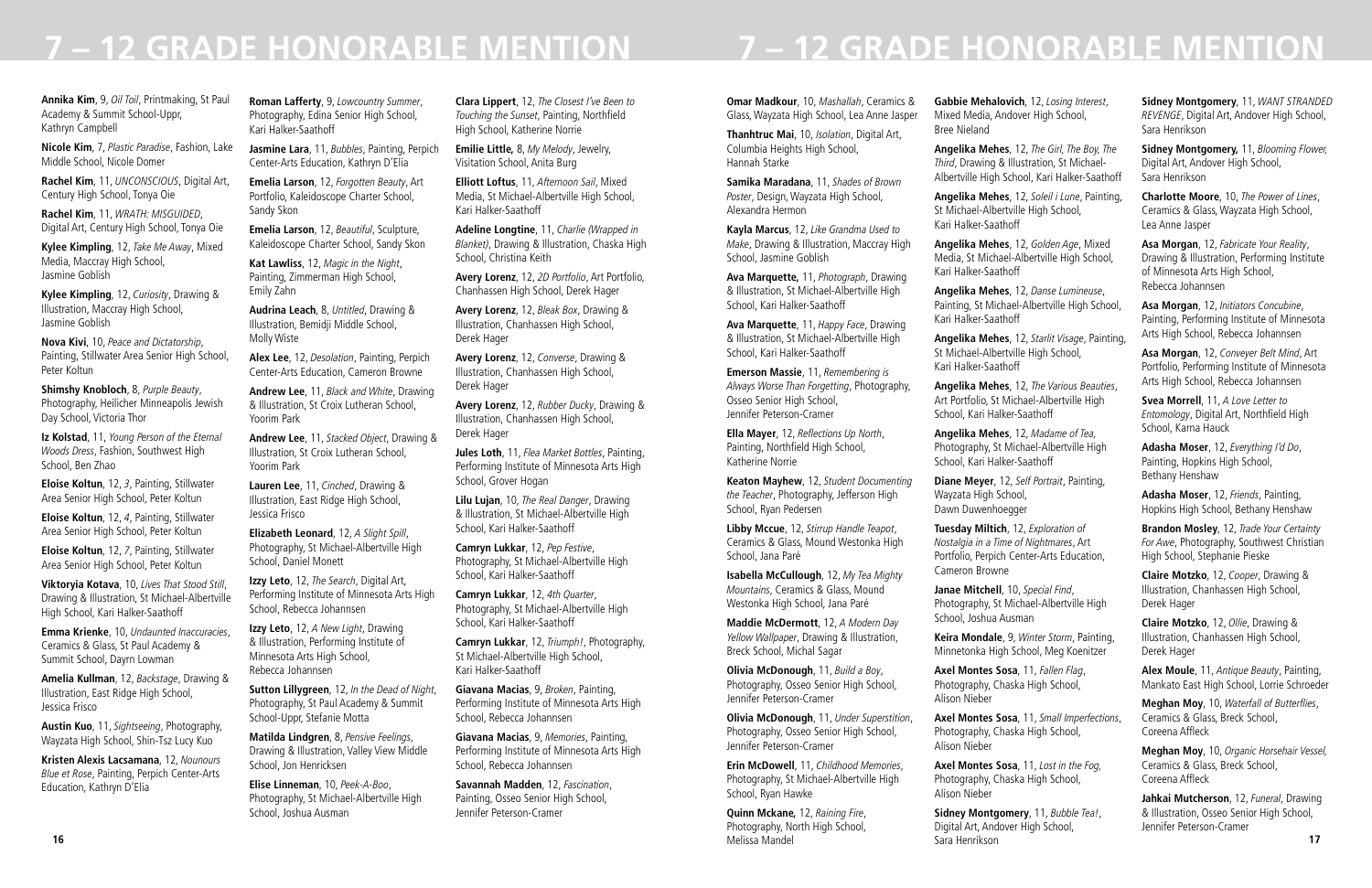# 7 – 12 GRADE HONORABLE MENTION

**Annika Kim**, 9, *Oil Toil*, Printmaking, St Paul Academy & Summit School-Uppr, Kathryn Campbell

**Nicole Kim**, 7, *Plastic Paradise*, Fashion, Lake Middle School, Nicole Domer

**Rachel Kim**, 11, *UNCONSCIOUS*, Digital Art, Century High School, Tonya Oie

**Rachel Kim**, 11, *WRATH: MISGUIDED*, Digital Art, Century High School, Tonya Oie

**Kylee Kimpling**, 12, *Take Me Away*, Mixed Media, Maccray High School, Jasmine Goblish

**Kylee Kimpling**, 12, *Curiosity*, Drawing & Illustration, Maccray High School, Jasmine Goblish

**Nova Kivi**, 10, *Peace and Dictatorship*, Painting, Stillwater Area Senior High School, Peter Koltun

**Shimshy Knobloch**, 8, *Purple Beauty*, Photography, Heilicher Minneapolis Jewish Day School, Victoria Thor

**Iz Kolstad**, 11, *Young Person of the Eternal Woods Dress*, Fashion, Southwest High School, Ben Zhao

**Eloise Koltun**, 12, *3*, Painting, Stillwater Area Senior High School, Peter Koltun

**Eloise Koltun**, 12, *4*, Painting, Stillwater Area Senior High School, Peter Koltun

**Eloise Koltun**, 12, *7*, Painting, Stillwater Area Senior High School, Peter Koltun

**Viktoryia Kotava**, 10, *Lives That Stood Still*, Drawing & Illustration, St Michael-Albertville High School, Kari Halker-Saathoff

**Emma Krienke**, 10, *Undaunted Inaccuracies*, Ceramics & Glass, St Paul Academy & Summit School, Dayrn Lowman

**Amelia Kullman**, 12, *Backstage*, Drawing & Illustration, East Ridge High School, Jessica Frisco

**Austin Kuo**, 11, *Sightseeing*, Photography, Wayzata High School, Shin-Tsz Lucy Kuo

**Kristen Alexis Lacsamana**, 12, *Nounours Blue et Rose*, Painting, Perpich Center-Arts Education, Kathryn D'Elia

**Roman Lafferty**, 9, *Lowcountry Summer*, Photography, Edina Senior High School, Kari Halker-Saathoff

**Jasmine Lara**, 11, *Bubbles*, Painting, Perpich Center-Arts Education, Kathryn D'Elia

**Emelia Larson**, 12, *Forgotten Beauty*, Art Portfolio, Kaleidoscope Charter School, Sandy Skon

**Emelia Larson**, 12, *Beautiful*, Sculpture, Kaleidoscope Charter School, Sandy Skon

**Kat Lawliss**, 12, *Magic in the Night*, Painting, Zimmerman High School, Emily Zahn

**Audrina Leach**, 8, *Untitled*, Drawing & Illustration, Bemidji Middle School, Molly Wiste

**Alex Lee**, 12, *Desolation*, Painting, Perpich Center-Arts Education, Cameron Browne

**Andrew Lee**, 11, *Black and White*, Drawing & Illustration, St Croix Lutheran School, Yoorim Park

**Andrew Lee**, 11, *Stacked Object*, Drawing & Illustration, St Croix Lutheran School, Yoorim Park

**Lauren Lee**, 11, *Cinched*, Drawing & Illustration, East Ridge High School, Jessica Frisco

**Elizabeth Leonard**, 12, *A Slight Spill*, Photography, St Michael-Albertville High School, Daniel Monett

**Izzy Leto**, 12, *The Search*, Digital Art, Performing Institute of Minnesota Arts High School, Rebecca Johannsen

**Izzy Leto**, 12, *A New Light*, Drawing & Illustration, Performing Institute of Minnesota Arts High School, Rebecca Johannsen

**Sutton Lillygreen**, 12, *In the Dead of Night*, Photography, St Paul Academy & Summit School-Uppr, Stefanie Motta

**Matilda Lindgren**, 8, *Pensive Feelings*, Drawing & Illustration, Valley View Middle School, Jon Henricksen

**Elise Linneman**, 10, *Peek-A-Boo*, Photography, St Michael-Albertville High School, Joshua Ausman

**Clara Lippert**, 12, *The Closest I've Been to Touching the Sunset*, Painting, Northfield High School, Katherine Norrie

**Emilie Little**, 8, *My Melody*, Jewelry, Visitation School, Anita Burg

**Elliott Loftus**, 11, *Afternoon Sail*, Mixed Media, St Michael-Albertville High School, Kari Halker-Saathoff

**Adeline Longtine**, 11, *Charlie (Wrapped in Blanket)*, Drawing & Illustration, Chaska High School, Christina Keith

**Avery Lorenz**, 12, *2D Portfolio*, Art Portfolio, Chanhassen High School, Derek Hager

**Avery Lorenz**, 12, *Bleak Box*, Drawing & Illustration, Chanhassen High School, Derek Hager

**Avery Lorenz**, 12, *Converse*, Drawing & Illustration, Chanhassen High School, Derek Hager

**Avery Lorenz**, 12, *Rubber Ducky*, Drawing & Illustration, Chanhassen High School, Derek Hager

**Jules Loth**, 11, *Flea Market Bottles*, Painting, Performing Institute of Minnesota Arts High School, Grover Hogan

**Lilu Lujan**, 10, *The Real Danger*, Drawing & Illustration, St Michael-Albertville High School, Kari Halker-Saathoff

**Camryn Lukkar**, 12, *Pep Festive*, Photography, St Michael-Albertville High School, Kari Halker-Saathoff

**Camryn Lukkar**, 12, *4th Quarter*, Photography, St Michael-Albertville High School, Kari Halker-Saathoff

**Camryn Lukkar**, 12, *Triumph!*, Photography, St Michael-Albertville High School, Kari Halker-Saathoff

**Giavana Macias**, 9, *Broken*, Painting, Performing Institute of Minnesota Arts High School, Rebecca Johannsen

**Giavana Macias**, 9, *Memories*, Painting, Performing Institute of Minnesota Arts High School, Rebecca Johannsen

**Savannah Madden**, 12, *Fascination*, Painting, Osseo Senior High School, Jennifer Peterson-Cramer

**Omar Madkour**, 10, *Mashallah*, Ceramics & Glass, Wayzata High School, Lea Anne Jasper

**Thanhtruc Mai**, 10, *Isolation*, Digital Art, Columbia Heights High School, Hannah Starke

**Samika Maradana**, 11, *Shades of Brown Poster*, Design, Wayzata High School, Alexandra Hermon

**Kayla Marcus**, 12, *Like Grandma Used to Make*, Drawing & Illustration, Maccray High School, Jasmine Goblish

**Ava Marquette**, 11, *Photograph*, Drawing & Illustration, St Michael-Albertville High School, Kari Halker-Saathoff

**Ava Marquette**, 11, *Happy Face*, Drawing & Illustration, St Michael-Albertville High School, Kari Halker-Saathoff

**Emerson Massie**, 11, *Remembering is Always Worse Than Forgetting*, Photography, Osseo Senior High School, Jennifer Peterson-Cramer

**Ella Mayer**, 12, *Reflections Up North*, Painting, Northfield High School, Katherine Norrie

**Keaton Mayhew**, 12, *Student Documenting the Teacher*, Photography, Jefferson High School, Ryan Pedersen

**Libby Mccue**, 12, *Stirrup Handle Teapot*, Ceramics & Glass, Mound Westonka High School, Jana Paré

**Isabella McCullough**, 12, *My Tea Mighty Mountains*, Ceramics & Glass, Mound Westonka High School, Jana Paré

**Maddie McDermott**, 12, *A Modern Day Yellow Wallpaper*, Drawing & Illustration, Breck School, Michal Sagar

**Olivia McDonough**, 11, *Build a Boy*, Photography, Osseo Senior High School, Jennifer Peterson-Cramer

**Olivia McDonough**, 11, *Under Superstition*, Photography, Osseo Senior High School, Jennifer Peterson-Cramer

**Erin McDowell**, 11, *Childhood Memories*, Photography, St Michael-Albertville High School, Ryan Hawke

**Quinn Mckane**, 12, *Raining Fire*, Photography, North High School, Melissa Mandel

**Gabbie Mehalovich**, 12, *Losing Interest*, Mixed Media, Andover High School, Bree Nieland

**Angelika Mehes**, 12, *The Girl, The Boy, The Third*, Drawing & Illustration, St Michael-Albertville High School, Kari Halker-Saathoff

**Angelika Mehes**, 12, *Soleil i Lune*, Painting, St Michael-Albertville High School, Kari Halker-Saathoff

**Angelika Mehes**, 12, *Golden Age*, Mixed Media, St Michael-Albertville High School, Kari Halker-Saathoff

**Angelika Mehes**, 12, *Danse Lumineuse*, Painting, St Michael-Albertville High School, Kari Halker-Saathoff

**Angelika Mehes**, 12, *Starlit Visage*, Painting, St Michael-Albertville High School, Kari Halker-Saathoff

**Angelika Mehes**, 12, *The Various Beauties*, Art Portfolio, St Michael-Albertville High School, Kari Halker-Saathoff

**Angelika Mehes**, 12, *Madame of Tea*, Photography, St Michael-Albertville High School, Kari Halker-Saathoff

**Diane Meyer**, 12, *Self Portrait*, Painting, Wayzata High School, Dawn Duwenhoegger

**Tuesday Miltich**, 12, *Exploration of Nostalgia in a Time of Nightmares*, Art Portfolio, Perpich Center-Arts Education, Cameron Browne

**Janae Mitchell**, 10, *Special Find*, Photography, St Michael-Albertville High School, Joshua Ausman

**Keira Mondale**, 9, *Winter Storm*, Painting, Minnetonka High School, Meg Koenitzer

**Axel Montes Sosa**, 11, *Fallen Flag*, Photography, Chaska High School, Alison Nieber

**Axel Montes Sosa**, 11, *Small Imperfections*, Photography, Chaska High School, Alison Nieber

**Axel Montes Sosa**, 11, *Lost in the Fog*, Photography, Chaska High School, Alison Nieber

**Sidney Montgomery**, 11, *Bubble Tea!*, Digital Art, Andover High School, Sara Henrikson

**Sidney Montgomery**, 11, *WANT STRANDED REVENGE*, Digital Art, Andover High School, Sara Henrikson

**Sidney Montgomery**, 11, *Blooming Flower*, Digital Art, Andover High School, Sara Henrikson

**Charlotte Moore**, 10, *The Power of Lines*, Ceramics & Glass, Wayzata High School, Lea Anne Jasper

**Asa Morgan**, 12, *Fabricate Your Reality*, Drawing & Illustration, Performing Institute of Minnesota Arts High School, Rebecca Johannsen

**Asa Morgan**, 12, *Initiators Concubine*, Painting, Performing Institute of Minnesota Arts High School, Rebecca Johannsen

**Asa Morgan**, 12, *Conveyer Belt Mind*, Art Portfolio, Performing Institute of Minnesota Arts High School, Rebecca Johannsen

**Svea Morrell**, 11, *A Love Letter to Entomology*, Digital Art, Northfield High School, Karna Hauck

**Adasha Moser**, 12, *Everything I'd Do*, Painting, Hopkins High School, Bethany Henshaw

**Adasha Moser**, 12, *Friends*, Painting, Hopkins High School, Bethany Henshaw

**Brandon Mosley**, 12, *Trade Your Certainty For Awe*, Photography, Southwest Christian High School, Stephanie Pieske

**Claire Motzko**, 12, *Cooper*, Drawing & Illustration, Chanhassen High School, Derek Hager

**Claire Motzko**, 12, *Ollie*, Drawing & Illustration, Chanhassen High School, Derek Hager

**Alex Moule**, 11, *Antique Beauty*, Painting, Mankato East High School, Lorrie Schroeder

**Meghan Moy**, 10, *Waterfall of Butterflies*, Ceramics & Glass, Breck School, Coreena Affleck

**Meghan Moy**, 10, *Organic Horsehair Vessel*, Ceramics & Glass, Breck School, Coreena Affleck

**Jahkai Mutcherson**, 12, *Funeral*, Drawing & Illustration, Osseo Senior High School, Jennifer Peterson-Cramer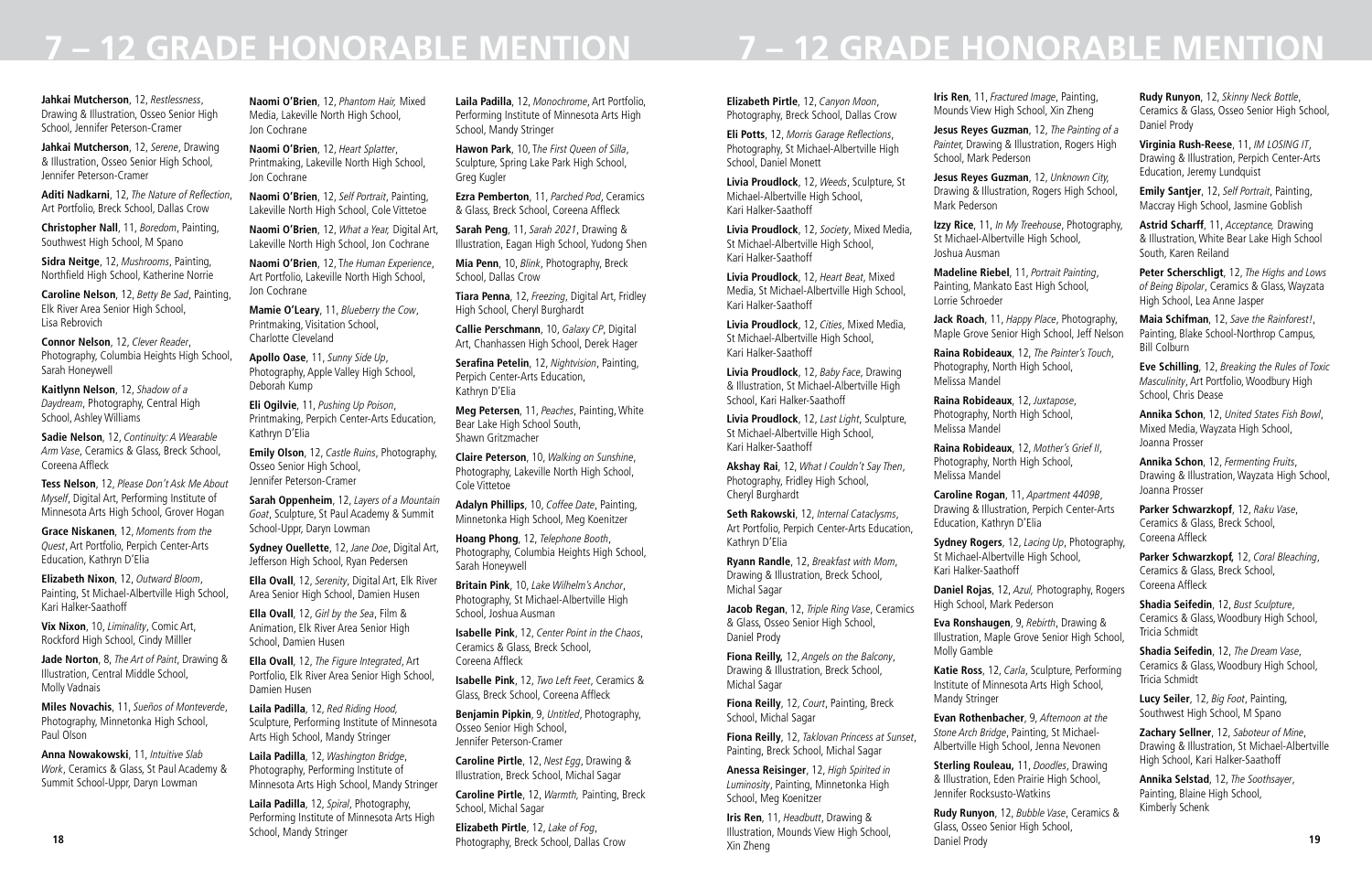# 7 – 12 GRADE HONORABLE MENTION

**Jahkai Mutcherson**, 12, *Restlessness*, Drawing & Illustration, Osseo Senior High School, Jennifer Peterson-Cramer

**Jahkai Mutcherson**, 12, *Serene*, Drawing & Illustration, Osseo Senior High School, Jennifer Peterson-Cramer

**Aditi Nadkarni**, 12, *The Nature of Reflection*, Art Portfolio, Breck School, Dallas Crow

**Christopher Nall**, 11, *Boredom*, Painting, Southwest High School, M Spano

**Sidra Neitge**, 12, *Mushrooms*, Painting, Northfield High School, Katherine Norrie

**Caroline Nelson**, 12, *Betty Be Sad*, Painting, Elk River Area Senior High School, Lisa Rebrovich

**Connor Nelson**, 12, *Clever Reader*, Photography, Columbia Heights High School, Sarah Honeywell

**Kaitlynn Nelson**, 12, *Shadow of a Daydream*, Photography, Central High School, Ashley Williams

**Sadie Nelson**, 12, *Continuity: A Wearable Arm Vase*, Ceramics & Glass, Breck School, Coreena Affleck

**Tess Nelson**, 12, *Please Don't Ask Me About Myself*, Digital Art, Performing Institute of Minnesota Arts High School, Grover Hogan

**Grace Niskanen**, 12, *Moments from the Quest*, Art Portfolio, Perpich Center-Arts Education, Kathryn D'Elia

**Elizabeth Nixon**, 12, *Outward Bloom*, Painting, St Michael-Albertville High School, Kari Halker-Saathoff

**Vix Nixon**, 10, *Liminality*, Comic Art, Rockford High School, Cindy Milller

**Jade Norton**, 8, *The Art of Paint*, Drawing & Illustration, Central Middle School, Molly Vadnais

**Miles Novachis**, 11, *Sueños of Monteverde*, Photography, Minnetonka High School, Paul Olson

**Anna Nowakowski**, 11, *Intuitive Slab Work*, Ceramics & Glass, St Paul Academy & Summit School-Uppr, Daryn Lowman

**Naomi O'Brien**, 12, *Phantom Hair,* Mixed Media, Lakeville North High School, Jon Cochrane

**Naomi O'Brien**, 12, *Heart Splatter*, Printmaking, Lakeville North High School, Jon Cochrane

**Naomi O'Brien**, 12, *Self Portrait*, Painting, Lakeville North High School, Jon Cochrane

**Naomi O'Brien**, 12, *What a Year,* Digital Art, Lakeville North High School, Jon Cochrane

**Naomi O'Brien**, 12, *The Human Experience*, Art Portfolio, Lakeville North High School, Jon Cochrane

**Mamie O'Leary**, 11, *Blueberry the Cow*, Printmaking, Visitation School, Charlotte Cleveland

**Apollo Oase**, 11, *Sunny Side Up*, Photography, Apple Valley High School, Deborah Kump

**Eli Ogilvie**, 11, *Pushing Up Poison*, Printmaking, Perpich Center-Arts Education, Kathryn D'Elia

**Emily Olson**, 12, *Castle Ruins*, Photography, Osseo Senior High School, Jennifer Peterson-Cramer

**Sarah Oppenheim**, 12, *Layers of a Mountain Goat*, Sculpture, St Paul Academy & Summit School-Uppr, Daryn Lowman

**Sydney Ouellette**, 12, *Jane Doe*, Digital Art, Jefferson High School, Ryan Pedersen

**Ella Ovall**, 12, *Serenity*, Digital Art, Elk River Area Senior High School, Damien Husen

**Ella Ovall**, 12, *Girl by the Sea*, Film & Animation, Elk River Area Senior High School, Damien Husen

**Ella Ovall**, 12, *The Figure Integrated*, Art Portfolio, Elk River Area Senior High School, Damien Husen

**Laila Padilla**, 12, *Red Riding Hood,* Sculpture, Performing Institute of Minnesota Arts High School, Mandy Stringer

**Laila Padilla**, 12, *Washington Bridge*, Photography, Performing Institute of Minnesota Arts High School, Mandy Stringer

**Laila Padilla**, 12, *Spiral*, Photography, Performing Institute of Minnesota Arts High School, Mandy Stringer

**Laila Padilla**, 12, *Monochrome*, Art Portfolio, Performing Institute of Minnesota Arts High School, Mandy Stringer

**Hawon Park**, 10, *The First Queen of Silla*, Sculpture, Spring Lake Park High School, Greg Kugler

**Ezra Pemberton**, 11, *Parched Pod*, Ceramics & Glass, Breck School, Coreena Affleck

**Sarah Peng**, 11, *Sarah 2021*, Drawing & Illustration, Eagan High School, Yudong Shen

**Mia Penn**, 10, *Blink*, Photography, Breck School, Dallas Crow

**Tiara Penna**, 12, *Freezing*, Digital Art, Fridley High School, Cheryl Burghardt

**Callie Perschmann**, 10, *Galaxy CP*, Digital Art, Chanhassen High School, Derek Hager

**Serafina Petelin**, 12, *Nightvision*, Painting, Perpich Center-Arts Education, Kathryn D'Elia

**Meg Petersen**, 11, *Peaches*, Painting, White Bear Lake High School South, Shawn Gritzmacher

**Claire Peterson**, 10, *Walking on Sunshine*, Photography, Lakeville North High School, Cole Vittetoe

**Adalyn Phillips**, 10, *Coffee Date*, Painting, Minnetonka High School, Meg Koenitzer

**Hoang Phong**, 12, *Telephone Booth*, Photography, Columbia Heights High School, Sarah Honeywell

**Britain Pink**, 10, *Lake Wilhelm's Anchor*, Photography, St Michael-Albertville High School, Joshua Ausman

**Isabelle Pink**, 12, *Center Point in the Chaos*, Ceramics & Glass, Breck School, Coreena Affleck

**Isabelle Pink**, 12, *Two Left Feet*, Ceramics & Glass, Breck School, Coreena Affleck

**Benjamin Pipkin**, 9, *Untitled*, Photography, Osseo Senior High School, Jennifer Peterson-Cramer

**Caroline Pirtle**, 12, *Nest Egg*, Drawing & Illustration, Breck School, Michal Sagar

**Caroline Pirtle**, 12, *Warmth,* Painting, Breck School, Michal Sagar

**Elizabeth Pirtle**, 12, *Lake of Fog*, Photography, Breck School, Dallas Crow

**Elizabeth Pirtle**, 12, *Canyon Moon*, Photography, Breck School, Dallas Crow

**Eli Potts**, 12, *Morris Garage Reflections*, Photography, St Michael-Albertville High School, Daniel Monett

**Livia Proudlock**, 12, *Weeds*, Sculpture, St Michael-Albertville High School, Kari Halker-Saathoff

**Livia Proudlock**, 12, *Society*, Mixed Media, St Michael-Albertville High School, Kari Halker-Saathoff

**Livia Proudlock**, 12, *Heart Beat*, Mixed Media, St Michael-Albertville High School, Kari Halker-Saathoff

**Livia Proudlock**, 12, *Cities*, Mixed Media, St Michael-Albertville High School, Kari Halker-Saathoff

**Livia Proudlock**, 12, *Baby Face*, Drawing & Illustration, St Michael-Albertville High School, Kari Halker-Saathoff

**Livia Proudlock**, 12, *Last Light*, Sculpture, St Michael-Albertville High School, Kari Halker-Saathoff

**Akshay Rai**, 12, *What I Couldn't Say Then*, Photography, Fridley High School, Cheryl Burghardt

**Seth Rakowski**, 12, *Internal Cataclysms*, Art Portfolio, Perpich Center-Arts Education, Kathryn D'Elia

**Ryann Randle**, 12, *Breakfast with Mom*, Drawing & Illustration, Breck School, Michal Sagar

**Jacob Regan**, 12, *Triple Ring Vase*, Ceramics & Glass, Osseo Senior High School, Daniel Prody

**Fiona Reilly,** 12, *Angels on the Balcony*, Drawing & Illustration, Breck School, Michal Sagar

**Fiona Reilly**, 12, *Court*, Painting, Breck School, Michal Sagar

**Fiona Reilly**, 12, *Taklovan Princess at Sunset*, Painting, Breck School, Michal Sagar

**Anessa Reisinger**, 12, *High Spirited in Luminosity*, Painting, Minnetonka High School, Meg Koenitzer

**Iris Ren**, 11, *Headbutt*, Drawing & Illustration, Mounds View High School, Xin Zheng

**Iris Ren**, 11, *Fractured Image*, Painting, Mounds View High School, Xin Zheng

**Jesus Reyes Guzman**, 12, *The Painting of a Painter*, Drawing & Illustration, Rogers High School, Mark Pederson

**Jesus Reyes Guzman**, 12, *Unknown City,* Drawing & Illustration, Rogers High School, Mark Pederson

**Izzy Rice**, 11, *In My Treehouse*, Photography, St Michael-Albertville High School, Joshua Ausman

**Madeline Riebel**, 11, *Portrait Painting*, Painting, Mankato East High School, Lorrie Schroeder

**Jack Roach**, 11, *Happy Place*, Photography, Maple Grove Senior High School, Jeff Nelson

**Raina Robideaux**, 12, *The Painter's Touch*, Photography, North High School, Melissa Mandel

**Raina Robideaux**, 12, *Juxtapose*, Photography, North High School, Melissa Mandel

**Raina Robideaux**, 12, *Mother's Grief II*, Photography, North High School, Melissa Mandel

**Caroline Rogan**, 11, *Apartment 4409B*, Drawing & Illustration, Perpich Center-Arts Education, Kathryn D'Elia

**Sydney Rogers**, 12, *Lacing Up*, Photography, St Michael-Albertville High School, Kari Halker-Saathoff

**Daniel Rojas**, 12, *Azul,* Photography, Rogers High School, Mark Pederson

**Eva Ronshaugen**, 9, *Rebirth*, Drawing & Illustration, Maple Grove Senior High School, Molly Gamble

**Katie Ross**, 12, *Carla*, Sculpture, Performing Institute of Minnesota Arts High School, Mandy Stringer

**Evan Rothenbacher**, 9, *Afternoon at the Stone Arch Bridge*, Painting, St Michael-Albertville High School, Jenna Nevonen

**Sterling Rouleau,** 11, *Doodles*, Drawing & Illustration, Eden Prairie High School, Jennifer Rocksusto-Watkins

**Rudy Runyon**, 12, *Bubble Vase*, Ceramics & Glass, Osseo Senior High School, Daniel Prody

**Rudy Runyon**, 12, *Skinny Neck Bottle*, Ceramics & Glass, Osseo Senior High School, Daniel Prody

**Virginia Rush-Reese**, 11, *IM LOSING IT*, Drawing & Illustration, Perpich Center-Arts Education, Jeremy Lundquist

**Emily Santjer**, 12, *Self Portrait*, Painting, Maccray High School, Jasmine Goblish

**Astrid Scharff**, 11, *Acceptance,* Drawing & Illustration, White Bear Lake High School South, Karen Reiland

**Peter Scherschligt**, 12, *The Highs and Lows of Being Bipolar*, Ceramics & Glass, Wayzata High School, Lea Anne Jasper

**Maia Schifman**, 12, *Save the Rainforest!*, Painting, Blake School-Northrop Campus, Bill Colburn

**Eve Schilling**, 12, *Breaking the Rules of Toxic Masculinity*, Art Portfolio, Woodbury High School, Chris Dease

**Annika Schon**, 12, *United States Fish Bowl*, Mixed Media, Wayzata High School, Joanna Prosser

**Annika Schon**, 12, *Fermenting Fruits*, Drawing & Illustration, Wayzata High School, Joanna Prosser

**Parker Schwarzkopf**, 12, *Raku Vase*, Ceramics & Glass, Breck School, Coreena Affleck

**Parker Schwarzkopf,** 12, *Coral Bleaching*, Ceramics & Glass, Breck School, Coreena Affleck

**Shadia Seifedin**, 12, *Bust Sculpture*, Ceramics & Glass, Woodbury High School, Tricia Schmidt

**Shadia Seifedin**, 12, *The Dream Vase*, Ceramics & Glass, Woodbury High School, Tricia Schmidt

**Lucy Seiler**, 12, *Big Foot*, Painting, Southwest High School, M Spano

**Zachary Sellner**, 12, *Saboteur of Mine*, Drawing & Illustration, St Michael-Albertville High School, Kari Halker-Saathoff

**Annika Selstad**, 12, *The Soothsayer*, Painting, Blaine High School, Kimberly Schenk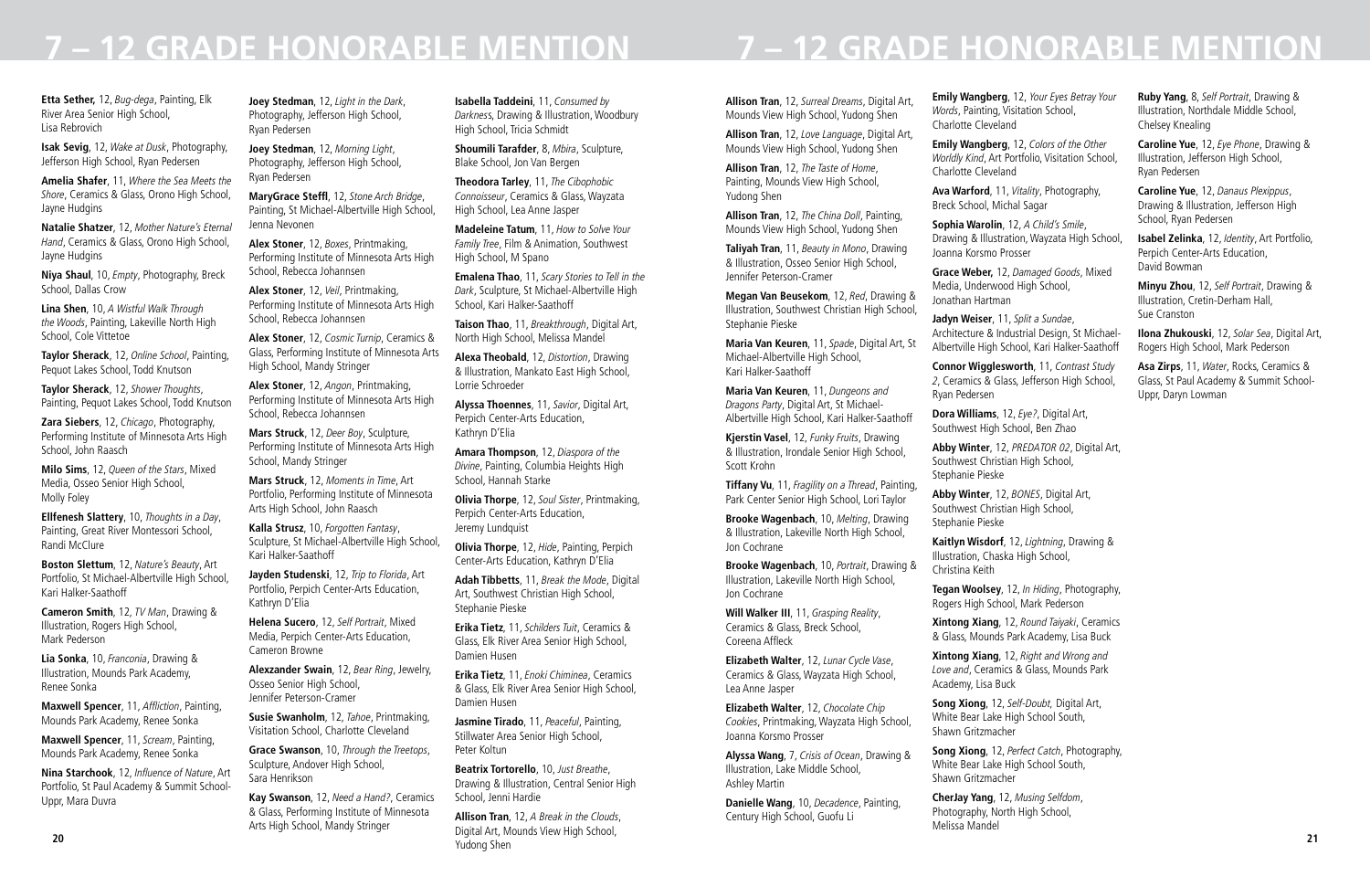# 7 – 12 GRADE HONORABLE MENTION

**Etta Sether,** 12, *Bug-dega*, Painting, Elk River Area Senior High School, Lisa Rebrovich

**Isak Sevig**, 12, *Wake at Dusk*, Photography, Jefferson High School, Ryan Pedersen

**Amelia Shafer**, 11, *Where the Sea Meets the Shore*, Ceramics & Glass, Orono High School, Jayne Hudgins

**Natalie Shatzer**, 12, *Mother Nature's Eternal Hand*, Ceramics & Glass, Orono High School, Jayne Hudgins

**Niya Shaul**, 10, *Empty*, Photography, Breck School, Dallas Crow

**Lina Shen**, 10, *A Wistful Walk Through the Woods*, Painting, Lakeville North High School, Cole Vittetoe

**Taylor Sherack**, 12, *Online School*, Painting, Pequot Lakes School, Todd Knutson

**Taylor Sherack**, 12, *Shower Thoughts*, Painting, Pequot Lakes School, Todd Knutson

**Zara Siebers**, 12, *Chicago*, Photography, Performing Institute of Minnesota Arts High School, John Raasch

**Milo Sims**, 12, *Queen of the Stars*, Mixed Media, Osseo Senior High School, Molly Foley

**Elifenesh Slattery**, 10, *Thoughts in a Day*, Painting, Great River Montessori School, Randi McClure

**Boston Slettum**, 12, *Nature's Beauty*, Art Portfolio, St Michael-Albertville High School, Kari Halker-Saathoff

**Cameron Smith**, 12, *TV Man*, Drawing & Illustration, Rogers High School, Mark Pederson

**Lia Sonka**, 10, *Franconia*, Drawing & Illustration, Mounds Park Academy, Renee Sonka

**Maxwell Spencer**, 11, *Affliction*, Painting, Mounds Park Academy, Renee Sonka

**Maxwell Spencer**, 11, *Scream*, Painting, Mounds Park Academy, Renee Sonka

**Nina Starchook**, 12, *Influence of Nature*, Art Portfolio, St Paul Academy & Summit School-Uppr, Mara Duvra

**Joey Stedman**, 12, *Light in the Dark*, Photography, Jefferson High School, Ryan Pedersen

**Joey Stedman**, 12, *Morning Light*, Photography, Jefferson High School, Ryan Pedersen

**MaryGrace Steffl**, 12, *Stone Arch Bridge*, Painting, St Michael-Albertville High School, Jenna Nevonen

**Alex Stoner**, 12, *Boxes*, Printmaking, Performing Institute of Minnesota Arts High School, Rebecca Johannsen

**Alex Stoner**, 12, *Veil*, Printmaking, Performing Institute of Minnesota Arts High School, Rebecca Johannsen

**Alex Stoner**, 12, *Cosmic Turnip*, Ceramics & Glass, Performing Institute of Minnesota Arts High School, Mandy Stringer

**Alex Stoner**, 12, *Angon*, Printmaking, Performing Institute of Minnesota Arts High School, Rebecca Johannsen

**Mars Struck**, 12, *Deer Boy*, Sculpture, Performing Institute of Minnesota Arts High School, Mandy Stringer

**Mars Struck**, 12, *Moments in Time*, Art Portfolio, Performing Institute of Minnesota Arts High School, John Raasch

**Kalla Strusz**, 10, *Forgotten Fantasy*, Sculpture, St Michael-Albertville High School, Kari Halker-Saathoff

**Jayden Studenski**, 12, *Trip to Florida*, Art Portfolio, Perpich Center-Arts Education, Kathryn D'Elia

**Helena Sucero**, 12, *Self Portrait*, Mixed Media, Perpich Center-Arts Education, Cameron Browne

**Alexzander Swain**, 12, *Bear Ring*, Jewelry, Osseo Senior High School, Jennifer Peterson-Cramer

**Susie Swanholm**, 12, *Tahoe*, Printmaking, Visitation School, Charlotte Cleveland

**Grace Swanson**, 10, *Through the Treetops*, Sculpture, Andover High School, Sara Henrikson

**Kay Swanson**, 12, *Need a Hand?*, Ceramics & Glass, Performing Institute of Minnesota Arts High School, Mandy Stringer

**Isabella Taddeini**, 11, *Consumed by Darkness*, Drawing & Illustration, Woodbury High School, Tricia Schmidt

**Shoumili Tarafder**, 8, *Mbira*, Sculpture, Blake School, Jon Van Bergen

**Theodora Tarley**, 11, *The Cibophobic Connoisseur*, Ceramics & Glass, Wayzata High School, Lea Anne Jasper

**Madeleine Tatum**, 11, *How to Solve Your Family Tree*, Film & Animation, Southwest High School, M Spano

**Emalena Thao**, 11, *Scary Stories to Tell in the Dark*, Sculpture, St Michael-Albertville High School, Kari Halker-Saathoff

**Taison Thao**, 11, *Breakthrough*, Digital Art, North High School, Melissa Mandel

**Alexa Theobald**, 12, *Distortion*, Drawing & Illustration, Mankato East High School, Lorrie Schroeder

**Alyssa Thoennes**, 11, *Savior*, Digital Art, Perpich Center-Arts Education, Kathryn D'Elia

**Amara Thompson**, 12, *Diaspora of the Divine*, Painting, Columbia Heights High School, Hannah Starke

**Olivia Thorpe**, 12, *Soul Sister*, Printmaking, Perpich Center-Arts Education, Jeremy Lundquist

**Olivia Thorpe**, 12, *Hide*, Painting, Perpich Center-Arts Education, Kathryn D'Elia

**Adah Tibbetts**, 11, *Break the Mode*, Digital Art, Southwest Christian High School, Stephanie Pieske

**Erika Tietz**, 11, *Schilders Tuit*, Ceramics & Glass, Elk River Area Senior High School, Damien Husen

**Erika Tietz**, 11, *Enoki Chiminea*, Ceramics & Glass, Elk River Area Senior High School, Damien Husen

**Jasmine Tirado**, 11, *Peaceful*, Painting, Stillwater Area Senior High School, Peter Koltun

**Beatrix Tortorello**, 10, *Just Breathe*, Drawing & Illustration, Central Senior High School, Jenni Hardie

**Allison Tran**, 12, *A Break in the Clouds*, Digital Art, Mounds View High School, Yudong Shen

**Allison Tran**, 12, *Surreal Dreams*, Digital Art, Mounds View High School, Yudong Shen

**Allison Tran**, 12, *Love Language*, Digital Art, Mounds View High School, Yudong Shen

**Allison Tran**, 12, *The Taste of Home*, Painting, Mounds View High School, Yudong Shen

**Allison Tran**, 12, *The China Doll*, Painting, Mounds View High School, Yudong Shen

**Taliyah Tran**, 11, *Beauty in Mono*, Drawing & Illustration, Osseo Senior High School, Jennifer Peterson-Cramer

**Megan Van Beusekom**, 12, *Red*, Drawing & Illustration, Southwest Christian High School, Stephanie Pieske

**Maria Van Keuren**, 11, *Spade*, Digital Art, St Michael-Albertville High School, Kari Halker-Saathoff

**Maria Van Keuren**, 11, *Dungeons and Dragons Party*, Digital Art, St Michael-Albertville High School, Kari Halker-Saathoff

**Kjerstin Vasel**, 12, *Funky Fruits*, Drawing & Illustration, Irondale Senior High School, Scott Krohn

**Tiffany Vu**, 11, *Fragility on a Thread*, Painting, Park Center Senior High School, Lori Taylor

**Brooke Wagenbach**, 10, *Melting*, Drawing & Illustration, Lakeville North High School, Jon Cochrane

**Brooke Wagenbach**, 10, *Portrait*, Drawing & Illustration, Lakeville North High School, Jon Cochrane

**Will Walker III**, 11, *Grasping Reality*, Ceramics & Glass, Breck School, Coreena Affleck

**Elizabeth Walter**, 12, *Lunar Cycle Vase*, Ceramics & Glass, Wayzata High School, Lea Anne Jasper

**Elizabeth Walter**, 12, *Chocolate Chip Cookies*, Printmaking, Wayzata High School, Joanna Korsmo Prosser

**Alyssa Wang**, 7, *Crisis of Ocean*, Drawing & Illustration, Lake Middle School, Ashley Martin

**Danielle Wang**, 10, *Decadence*, Painting, Century High School, Guofu Li

**Emily Wangberg**, 12, *Your Eyes Betray Your Words*, Painting, Visitation School, Charlotte Cleveland

**Emily Wangberg**, 12, *Colors of the Other Worldly Kind*, Art Portfolio, Visitation School, Charlotte Cleveland

**Ava Warford**, 11, *Vitality*, Photography, Breck School, Michal Sagar

**Sophia Warolin**, 12, *A Child's Smile*, Drawing & Illustration, Wayzata High School, Joanna Korsmo Prosser

**Grace Weber,** 12, *Damaged Goods*, Mixed Media, Underwood High School, Jonathan Hartman

**Jadyn Weiser**, 11, *Split a Sundae*, Architecture & Industrial Design, St Michael-Albertville High School, Kari Halker-Saathoff

**Connor Wigglesworth**, 11, *Contrast Study 2*, Ceramics & Glass, Jefferson High School, Ryan Pedersen

**Dora Williams**, 12, *Eye?*, Digital Art, Southwest High School, Ben Zhao

**Abby Winter**, 12, *PREDATOR 02*, Digital Art, Southwest Christian High School, Stephanie Pieske

**Abby Winter**, 12, *BONES*, Digital Art, Southwest Christian High School, Stephanie Pieske

**Kaitlyn Wisdorf**, 12, *Lightning*, Drawing & Illustration, Chaska High School, Christina Keith

**Tegan Woolsey**, 12, *In Hiding*, Photography, Rogers High School, Mark Pederson

**Xintong Xiang**, 12, *Round Taiyaki*, Ceramics & Glass, Mounds Park Academy, Lisa Buck

**Xintong Xiang**, 12, *Right and Wrong and Love and*, Ceramics & Glass, Mounds Park Academy, Lisa Buck

**Song Xiong**, 12, *Self-Doubt*, Digital Art, White Bear Lake High School South, Shawn Gritzmacher

**Song Xiong**, 12, *Perfect Catch*, Photography, White Bear Lake High School South, Shawn Gritzmacher

**CherJay Yang**, 12, *Musing Selfdom*, Photography, North High School, Melissa Mandel

**Ruby Yang**, 8, *Self Portrait*, Drawing & Illustration, Northdale Middle School, Chelsey Knealing

**Caroline Yue**, 12, *Eye Phone*, Drawing & Illustration, Jefferson High School, Ryan Pedersen

**Caroline Yue**, 12, *Danaus Plexippus*, Drawing & Illustration, Jefferson High School, Ryan Pedersen

**Isabel Zelinka**, 12, *Identity*, Art Portfolio, Perpich Center-Arts Education, David Bowman

**Minyu Zhou**, 12, *Self Portrait*, Drawing & Illustration, Cretin-Derham Hall, Sue Cranston

**Ilona Zhukouski**, 12, *Solar Sea*, Digital Art, Rogers High School, Mark Pederson

**Asa Zirps**, 11, *Water*, Rocks, Ceramics & Glass, St Paul Academy & Summit School-Uppr, Daryn Lowman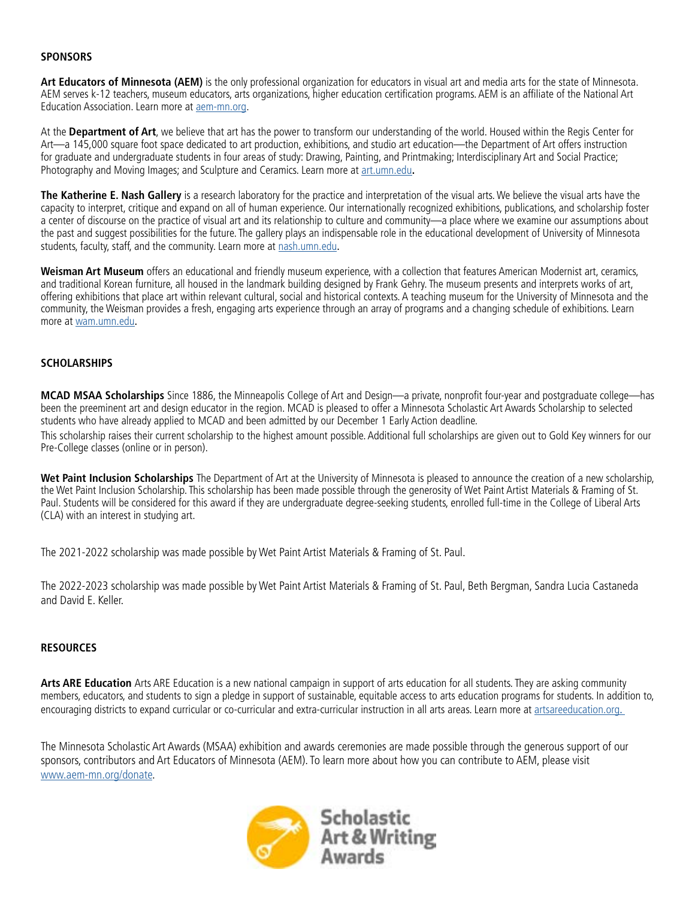**SPONSORS**

**Art Educators of Minnesota (AEM)** is the only professional organization for educators in visual art and media arts for the state of Minnesota. AEM serves k-12 teachers, museum educators, arts organizations, higher education certification programs. AEM is an affiliate of the National Art Education Association. Learn more at aem-mn.org.

At the **Department of Art**, we believe that art has the power to transform our understanding of the world. Housed within the Regis Center for Art—a 145,000 square foot space dedicated to art production, exhibitions, and studio art education—the Department of Art offers instruction for graduate and undergraduate students in four areas of study: Drawing, Painting, and Printmaking; Interdisciplinary Art and Social Practice; Photography and Moving Images; and Sculpture and Ceramics. Learn more at art.umn.edu.

**The Katherine E. Nash Gallery** is a research laboratory for the practice and interpretation of the visual arts. We believe the visual arts have the capacity to interpret, critique and expand on all of human experience. Our internationally recognized exhibitions, publications, and scholarship foster a center of discourse on the practice of visual art and its relationship to culture and community—a place where we examine our assumptions about the past and suggest possibilities for the future. The gallery plays an indispensable role in the educational development of University of Minnesota students, faculty, staff, and the community. Learn more at nash.umn.edu.

**Weisman Art Museum** offers an educational and friendly museum experience, with a collection that features American Modernist art, ceramics, and traditional Korean furniture, all housed in the landmark building designed by Frank Gehry. The museum presents and interprets works of art, offering exhibitions that place art within relevant cultural, social and historical contexts. A teaching museum for the University of Minnesota and the community, the Weisman provides a fresh, engaging arts experience through an array of programs and a changing schedule of exhibitions. Learn more at wam.umn.edu.

**SCHOLARSHIPS**

**MCAD MSAA Scholarships** Since 1886, the Minneapolis College of Art and Design—a private, nonprofit four-year and postgraduate college—has been the preeminent art and design educator in the region. MCAD is pleased to offer a Minnesota Scholastic Art Awards Scholarship to selected students who have already applied to MCAD and been admitted by our December 1 Early Action deadline.

This scholarship raises their current scholarship to the highest amount possible. Additional full scholarships are given out to Gold Key winners for our Pre-College classes (online or in person).

**Wet Paint Inclusion Scholarships** The Department of Art at the University of Minnesota is pleased to announce the creation of a new scholarship, the Wet Paint Inclusion Scholarship. This scholarship has been made possible through the generosity of Wet Paint Artist Materials & Framing of St. Paul. Students will be considered for this award if they are undergraduate degree-seeking students, enrolled full-time in the College of Liberal Arts (CLA) with an interest in studying art.

The 2021-2022 scholarship was made possible by Wet Paint Artist Materials & Framing of St. Paul.

The 2022-2023 scholarship was made possible by Wet Paint Artist Materials & Framing of St. Paul, Beth Bergman, Sandra Lucia Castaneda and David E. Keller.

**RESOURCES**

**Arts ARE Education** Arts ARE Education is a new national campaign in support of arts education for all students. They are asking community members, educators, and students to sign a pledge in support of sustainable, equitable access to arts education programs for students. In addition to, encouraging districts to expand curricular or co-curricular and extra-curricular instruction in all arts areas. Learn more at artsareeducation.org.

The Minnesota Scholastic Art Awards (MSAA) exhibition and awards ceremonies are made possible through the generous support of our sponsors, contributors and Art Educators of Minnesota (AEM). To learn more about how you can contribute to AEM, please visit www.aem-mn.org/donate.

Scholastic Art & Writing Awards